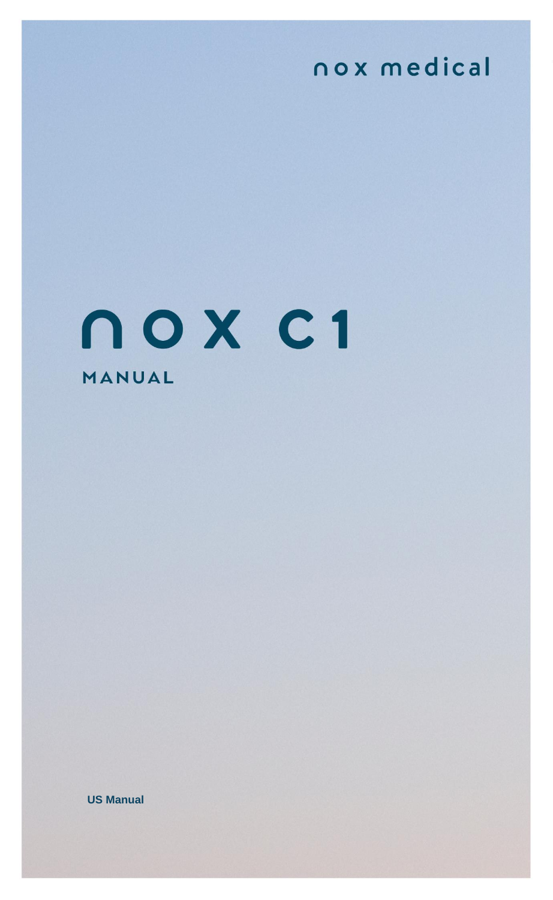nox medical

# nox c1

## MANUAL

**US Manual**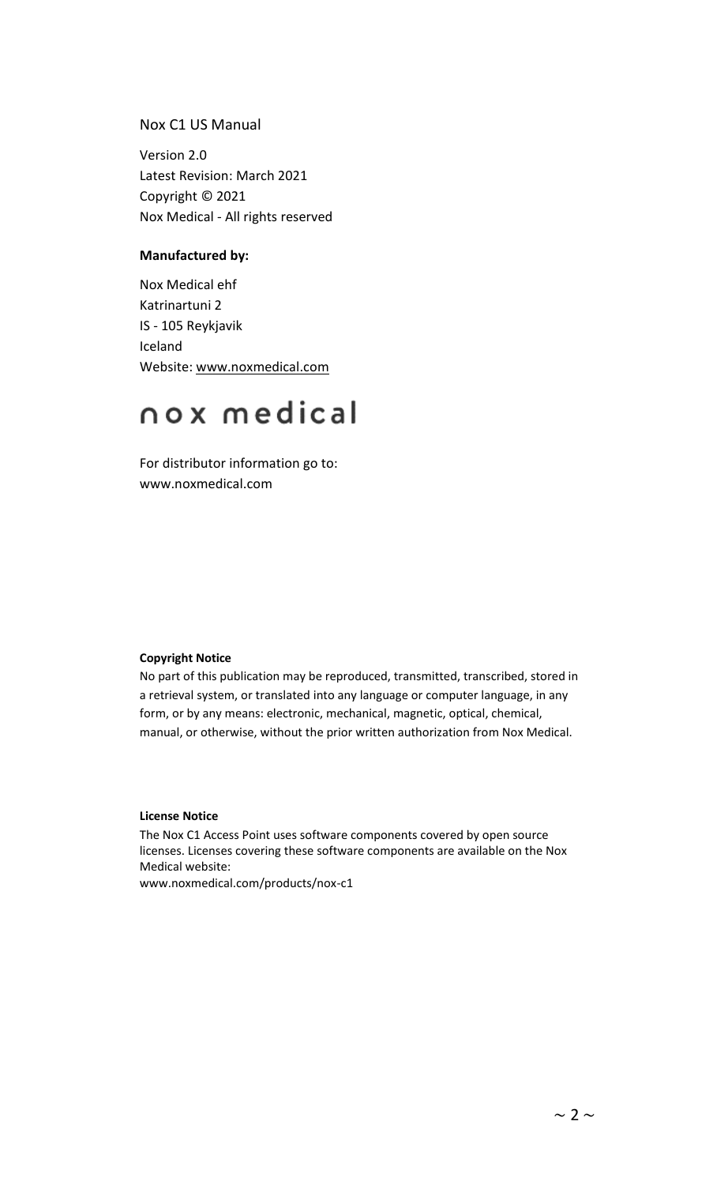Nox C1 US Manual

Version 2.0
Latest Revision: March 2021
Copyright © 2021
Nox Medical - All rights reserved

**Manufactured by:**

Nox Medical ehf
Katrinartuni 2
IS - 105 Reykjavik
Iceland
Website: www.noxmedical.com

nox medical

For distributor information go to:
www.noxmedical.com

**Copyright Notice**

No part of this publication may be reproduced, transmitted, transcribed, stored in a retrieval system, or translated into any language or computer language, in any form, or by any means: electronic, mechanical, magnetic, optical, chemical, manual, or otherwise, without the prior written authorization from Nox Medical.

**License Notice**

The Nox C1 Access Point uses software components covered by open source licenses. Licenses covering these software components are available on the Nox Medical website:
www.noxmedical.com/products/nox-c1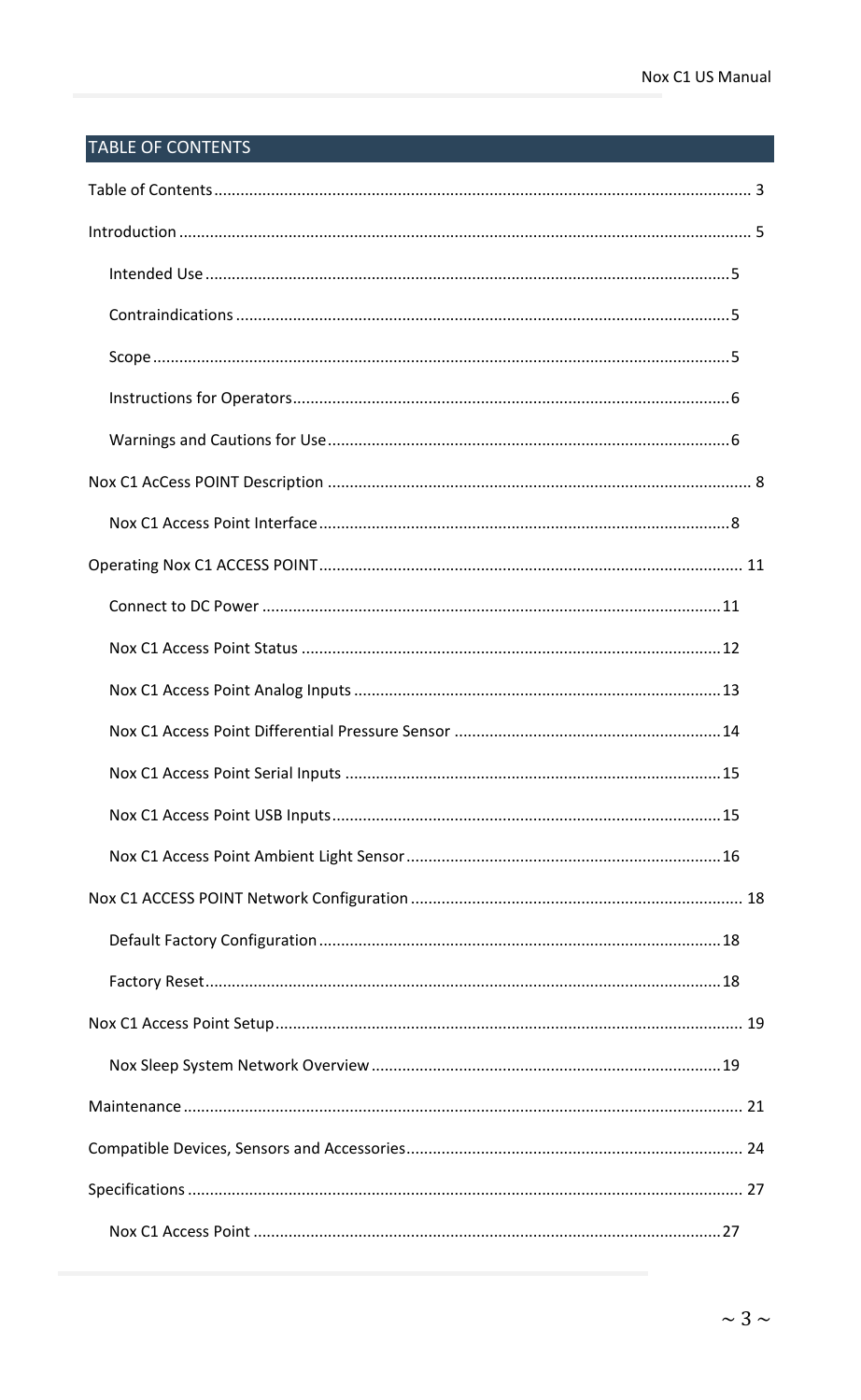## TABLE OF CONTENTS

Table of Contents ........................................................................................................ 3

Introduction ................................................................................................................ 5

- Intended Use ..................................................................................................... 5
- Contraindications ............................................................................................... 5
- Scope .................................................................................................................. 5
- Instructions for Operators.................................................................................. 6
- Warnings and Cautions for Use.......................................................................... 6

Nox C1 AcCess POINT Description .............................................................................. 8

- Nox C1 Access Point Interface............................................................................ 8

Operating Nox C1 ACCESS POINT............................................................................... 11

- Connect to DC Power ....................................................................................... 11
- Nox C1 Access Point Status .............................................................................. 12
- Nox C1 Access Point Analog Inputs .................................................................. 13
- Nox C1 Access Point Differential Pressure Sensor ............................................ 14
- Nox C1 Access Point Serial Inputs .................................................................... 15
- Nox C1 Access Point USB Inputs....................................................................... 15
- Nox C1 Access Point Ambient Light Sensor ...................................................... 16

Nox C1 ACCESS POINT Network Configuration ........................................................... 18

- Default Factory Configuration .......................................................................... 18
- Factory Reset.................................................................................................... 18

Nox C1 Access Point Setup......................................................................................... 19

- Nox Sleep System Network Overview ............................................................... 19

Maintenance ............................................................................................................. 21

Compatible Devices, Sensors and Accessories............................................................ 24

Specifications ............................................................................................................ 27

- Nox C1 Access Point ......................................................................................... 27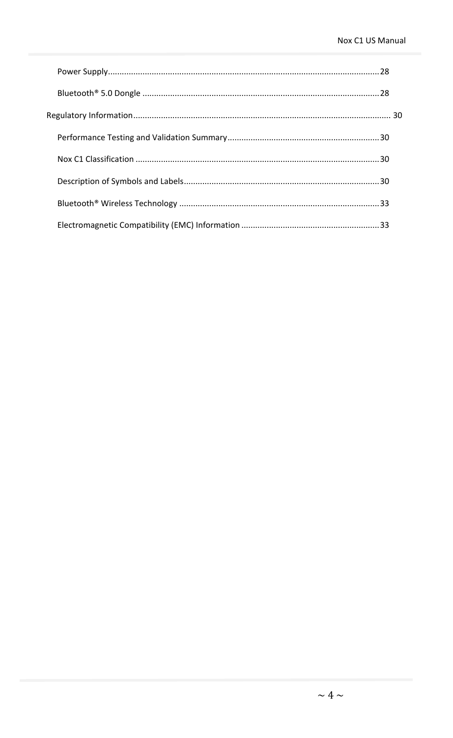Power Supply ........................................................................................................ 28

Bluetooth® 5.0 Dongle ........................................................................................ 28

Regulatory Information ................................................................................................ 30

Performance Testing and Validation Summary ................................................... 30

Nox C1 Classification ........................................................................................... 30

Description of Symbols and Labels ..................................................................... 30

Bluetooth® Wireless Technology ........................................................................ 33

Electromagnetic Compatibility (EMC) Information ............................................. 33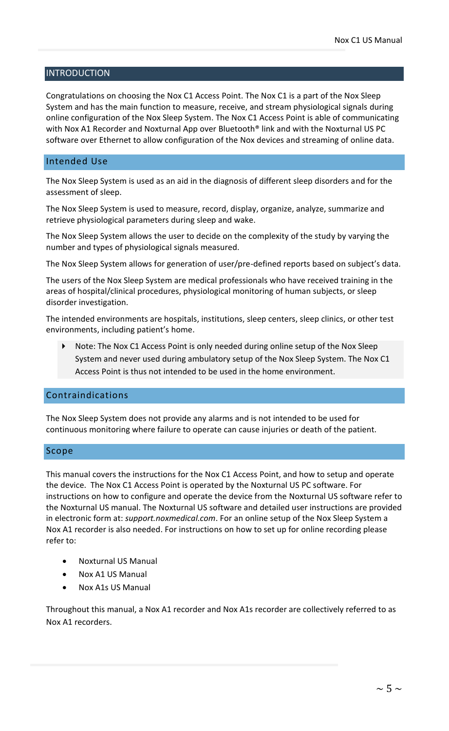# INTRODUCTION

Congratulations on choosing the Nox C1 Access Point. The Nox C1 is a part of the Nox Sleep System and has the main function to measure, receive, and stream physiological signals during online configuration of the Nox Sleep System. The Nox C1 Access Point is able of communicating with Nox A1 Recorder and Noxturnal App over Bluetooth® link and with the Noxturnal US PC software over Ethernet to allow configuration of the Nox devices and streaming of online data.

## Intended Use

The Nox Sleep System is used as an aid in the diagnosis of different sleep disorders and for the assessment of sleep.

The Nox Sleep System is used to measure, record, display, organize, analyze, summarize and retrieve physiological parameters during sleep and wake.

The Nox Sleep System allows the user to decide on the complexity of the study by varying the number and types of physiological signals measured.

The Nox Sleep System allows for generation of user/pre-defined reports based on subject's data.

The users of the Nox Sleep System are medical professionals who have received training in the areas of hospital/clinical procedures, physiological monitoring of human subjects, or sleep disorder investigation.

The intended environments are hospitals, institutions, sleep centers, sleep clinics, or other test environments, including patient's home.

- Note: The Nox C1 Access Point is only needed during online setup of the Nox Sleep System and never used during ambulatory setup of the Nox Sleep System. The Nox C1 Access Point is thus not intended to be used in the home environment.

## Contraindications

The Nox Sleep System does not provide any alarms and is not intended to be used for continuous monitoring where failure to operate can cause injuries or death of the patient.

## Scope

This manual covers the instructions for the Nox C1 Access Point, and how to setup and operate the device. The Nox C1 Access Point is operated by the Noxturnal US PC software. For instructions on how to configure and operate the device from the Noxturnal US software refer to the Noxturnal US manual. The Noxturnal US software and detailed user instructions are provided in electronic form at: *support.noxmedical.com*. For an online setup of the Nox Sleep System a Nox A1 recorder is also needed. For instructions on how to set up for online recording please refer to:

- Noxturnal US Manual
- Nox A1 US Manual
- Nox A1s US Manual

Throughout this manual, a Nox A1 recorder and Nox A1s recorder are collectively referred to as Nox A1 recorders.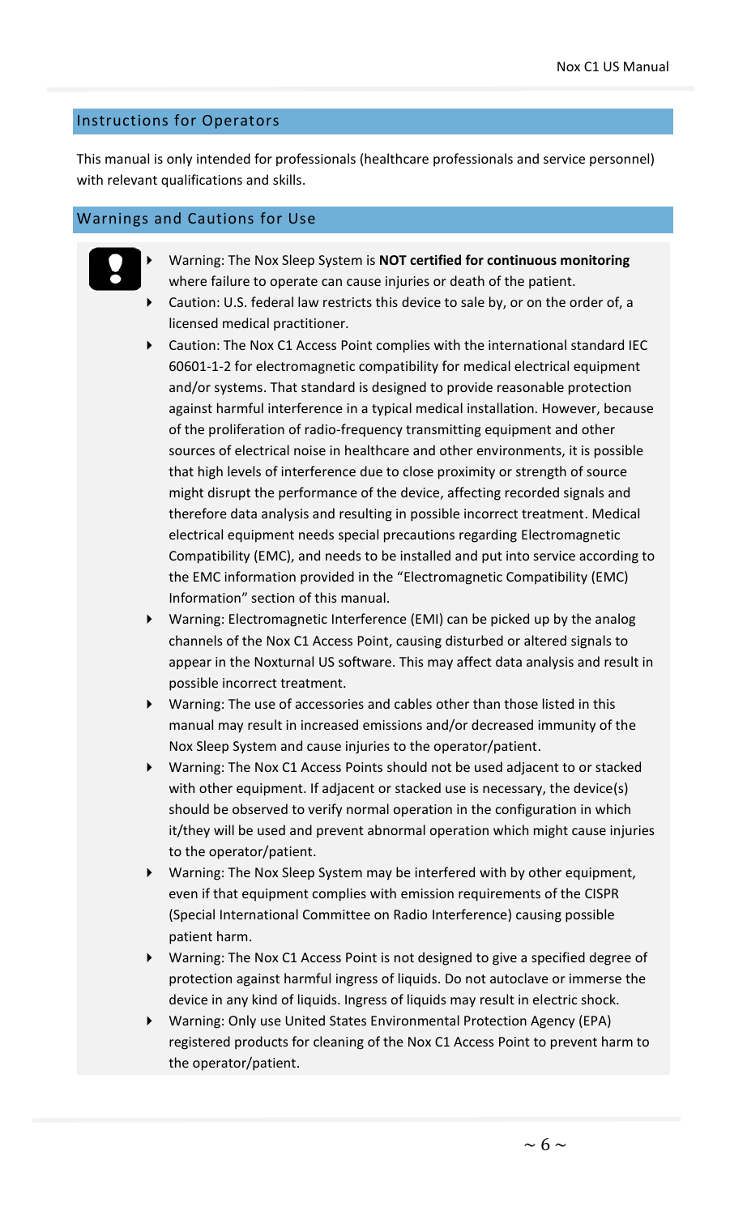## Instructions for Operators

This manual is only intended for professionals (healthcare professionals and service personnel) with relevant qualifications and skills.

## Warnings and Cautions for Use

- Warning: The Nox Sleep System is **NOT certified for continuous monitoring** where failure to operate can cause injuries or death of the patient.
- Caution: U.S. federal law restricts this device to sale by, or on the order of, a licensed medical practitioner.
- Caution: The Nox C1 Access Point complies with the international standard IEC 60601-1-2 for electromagnetic compatibility for medical electrical equipment and/or systems. That standard is designed to provide reasonable protection against harmful interference in a typical medical installation. However, because of the proliferation of radio-frequency transmitting equipment and other sources of electrical noise in healthcare and other environments, it is possible that high levels of interference due to close proximity or strength of source might disrupt the performance of the device, affecting recorded signals and therefore data analysis and resulting in possible incorrect treatment. Medical electrical equipment needs special precautions regarding Electromagnetic Compatibility (EMC), and needs to be installed and put into service according to the EMC information provided in the "Electromagnetic Compatibility (EMC) Information" section of this manual.
- Warning: Electromagnetic Interference (EMI) can be picked up by the analog channels of the Nox C1 Access Point, causing disturbed or altered signals to appear in the Noxturnal US software. This may affect data analysis and result in possible incorrect treatment.
- Warning: The use of accessories and cables other than those listed in this manual may result in increased emissions and/or decreased immunity of the Nox Sleep System and cause injuries to the operator/patient.
- Warning: The Nox C1 Access Points should not be used adjacent to or stacked with other equipment. If adjacent or stacked use is necessary, the device(s) should be observed to verify normal operation in the configuration in which it/they will be used and prevent abnormal operation which might cause injuries to the operator/patient.
- Warning: The Nox Sleep System may be interfered with by other equipment, even if that equipment complies with emission requirements of the CISPR (Special International Committee on Radio Interference) causing possible patient harm.
- Warning: The Nox C1 Access Point is not designed to give a specified degree of protection against harmful ingress of liquids. Do not autoclave or immerse the device in any kind of liquids. Ingress of liquids may result in electric shock.
- Warning: Only use United States Environmental Protection Agency (EPA) registered products for cleaning of the Nox C1 Access Point to prevent harm to the operator/patient.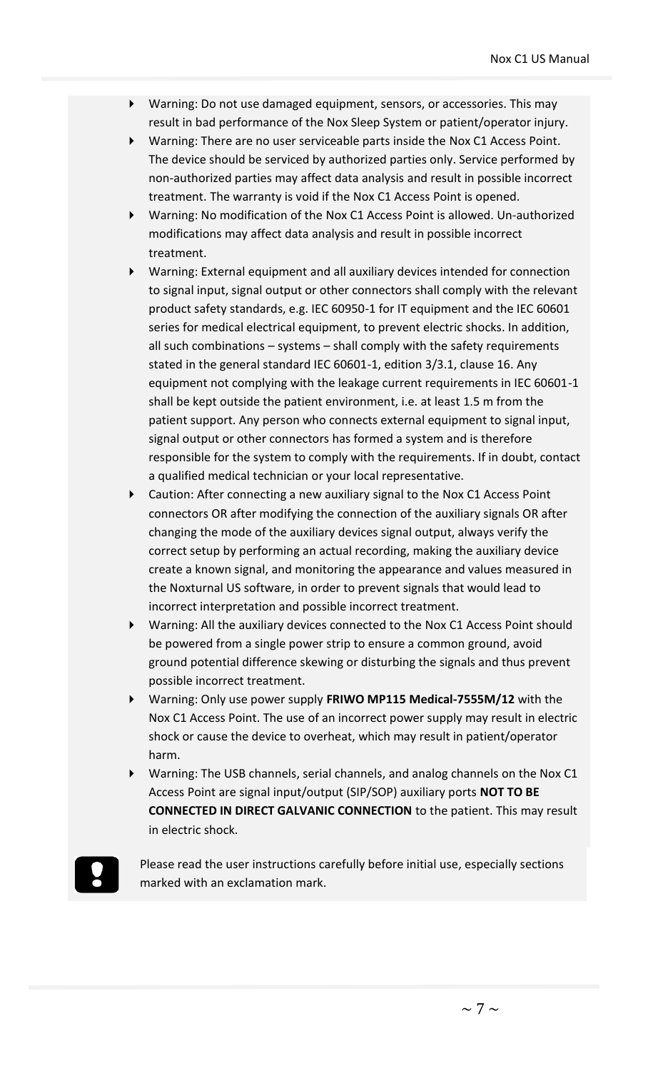- Warning: Do not use damaged equipment, sensors, or accessories. This may result in bad performance of the Nox Sleep System or patient/operator injury.
- Warning: There are no user serviceable parts inside the Nox C1 Access Point. The device should be serviced by authorized parties only. Service performed by non-authorized parties may affect data analysis and result in possible incorrect treatment. The warranty is void if the Nox C1 Access Point is opened.
- Warning: No modification of the Nox C1 Access Point is allowed. Un-authorized modifications may affect data analysis and result in possible incorrect treatment.
- Warning: External equipment and all auxiliary devices intended for connection to signal input, signal output or other connectors shall comply with the relevant product safety standards, e.g. IEC 60950-1 for IT equipment and the IEC 60601 series for medical electrical equipment, to prevent electric shocks. In addition, all such combinations – systems – shall comply with the safety requirements stated in the general standard IEC 60601-1, edition 3/3.1, clause 16. Any equipment not complying with the leakage current requirements in IEC 60601-1 shall be kept outside the patient environment, i.e. at least 1.5 m from the patient support. Any person who connects external equipment to signal input, signal output or other connectors has formed a system and is therefore responsible for the system to comply with the requirements. If in doubt, contact a qualified medical technician or your local representative.
- Caution: After connecting a new auxiliary signal to the Nox C1 Access Point connectors OR after modifying the connection of the auxiliary signals OR after changing the mode of the auxiliary devices signal output, always verify the correct setup by performing an actual recording, making the auxiliary device create a known signal, and monitoring the appearance and values measured in the Noxturnal US software, in order to prevent signals that would lead to incorrect interpretation and possible incorrect treatment.
- Warning: All the auxiliary devices connected to the Nox C1 Access Point should be powered from a single power strip to ensure a common ground, avoid ground potential difference skewing or disturbing the signals and thus prevent possible incorrect treatment.
- Warning: Only use power supply **FRIWO MP115 Medical-7555M/12** with the Nox C1 Access Point. The use of an incorrect power supply may result in electric shock or cause the device to overheat, which may result in patient/operator harm.
- Warning: The USB channels, serial channels, and analog channels on the Nox C1 Access Point are signal input/output (SIP/SOP) auxiliary ports **NOT TO BE CONNECTED IN DIRECT GALVANIC CONNECTION** to the patient. This may result in electric shock.

Please read the user instructions carefully before initial use, especially sections marked with an exclamation mark.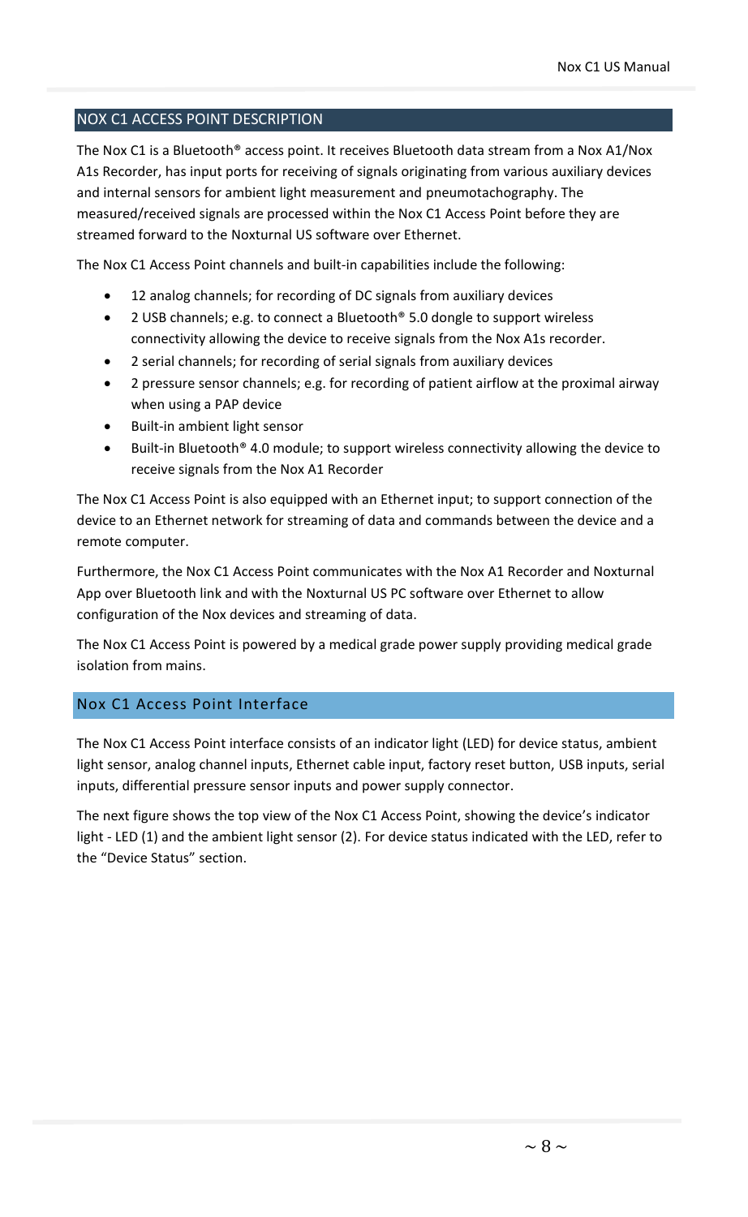## NOX C1 ACCESS POINT DESCRIPTION

The Nox C1 is a Bluetooth® access point. It receives Bluetooth data stream from a Nox A1/Nox A1s Recorder, has input ports for receiving of signals originating from various auxiliary devices and internal sensors for ambient light measurement and pneumotachography. The measured/received signals are processed within the Nox C1 Access Point before they are streamed forward to the Noxturnal US software over Ethernet.

The Nox C1 Access Point channels and built-in capabilities include the following:

- 12 analog channels; for recording of DC signals from auxiliary devices
- 2 USB channels; e.g. to connect a Bluetooth® 5.0 dongle to support wireless connectivity allowing the device to receive signals from the Nox A1s recorder.
- 2 serial channels; for recording of serial signals from auxiliary devices
- 2 pressure sensor channels; e.g. for recording of patient airflow at the proximal airway when using a PAP device
- Built-in ambient light sensor
- Built-in Bluetooth® 4.0 module; to support wireless connectivity allowing the device to receive signals from the Nox A1 Recorder

The Nox C1 Access Point is also equipped with an Ethernet input; to support connection of the device to an Ethernet network for streaming of data and commands between the device and a remote computer.

Furthermore, the Nox C1 Access Point communicates with the Nox A1 Recorder and Noxturnal App over Bluetooth link and with the Noxturnal US PC software over Ethernet to allow configuration of the Nox devices and streaming of data.

The Nox C1 Access Point is powered by a medical grade power supply providing medical grade isolation from mains.

### Nox C1 Access Point Interface

The Nox C1 Access Point interface consists of an indicator light (LED) for device status, ambient light sensor, analog channel inputs, Ethernet cable input, factory reset button, USB inputs, serial inputs, differential pressure sensor inputs and power supply connector.

The next figure shows the top view of the Nox C1 Access Point, showing the device's indicator light - LED (1) and the ambient light sensor (2). For device status indicated with the LED, refer to the "Device Status" section.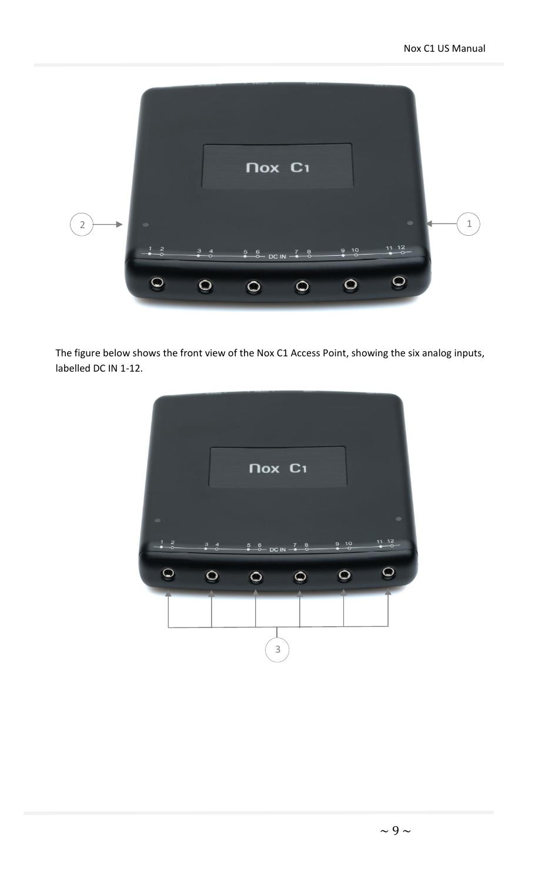The figure below shows the front view of the Nox C1 Access Point, showing the six analog inputs, labelled DC IN 1-12.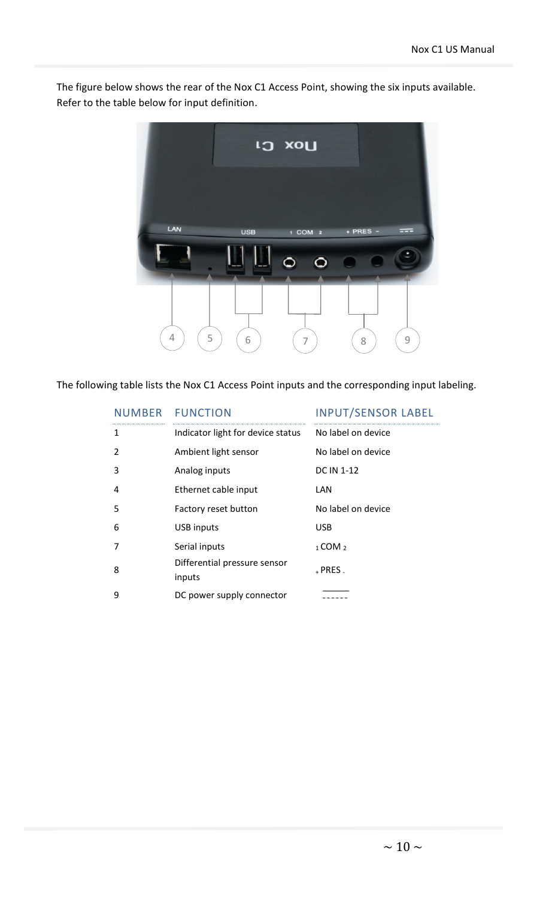The figure below shows the rear of the Nox C1 Access Point, showing the six inputs available. Refer to the table below for input definition.

The following table lists the Nox C1 Access Point inputs and the corresponding input labeling.

| NUMBER | FUNCTION | INPUT/SENSOR LABEL |
|---|---|---|
| 1 | Indicator light for device status | No label on device |
| 2 | Ambient light sensor | No label on device |
| 3 | Analog inputs | DC IN 1-12 |
| 4 | Ethernet cable input | LAN |
| 5 | Factory reset button | No label on device |
| 6 | USB inputs | USB |
| 7 | Serial inputs | 1 COM 2 |
| 8 | Differential pressure sensor inputs | + PRES - |
| 9 | DC power supply connector | ⎓ |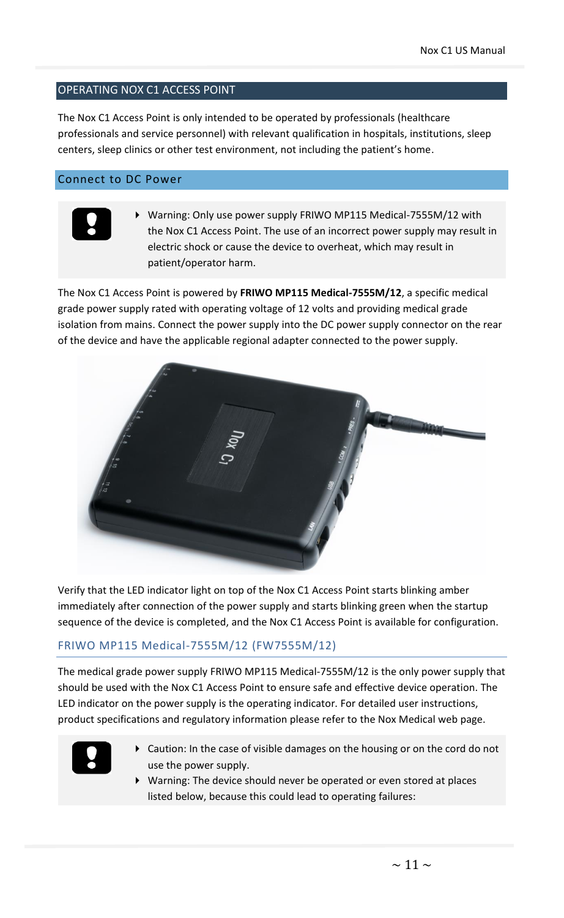## OPERATING NOX C1 ACCESS POINT

The Nox C1 Access Point is only intended to be operated by professionals (healthcare professionals and service personnel) with relevant qualification in hospitals, institutions, sleep centers, sleep clinics or other test environment, not including the patient's home.

### Connect to DC Power

- Warning: Only use power supply FRIWO MP115 Medical-7555M/12 with the Nox C1 Access Point. The use of an incorrect power supply may result in electric shock or cause the device to overheat, which may result in patient/operator harm.

The Nox C1 Access Point is powered by **FRIWO MP115 Medical-7555M/12**, a specific medical grade power supply rated with operating voltage of 12 volts and providing medical grade isolation from mains. Connect the power supply into the DC power supply connector on the rear of the device and have the applicable regional adapter connected to the power supply.

Verify that the LED indicator light on top of the Nox C1 Access Point starts blinking amber immediately after connection of the power supply and starts blinking green when the startup sequence of the device is completed, and the Nox C1 Access Point is available for configuration.

#### FRIWO MP115 Medical-7555M/12 (FW7555M/12)

The medical grade power supply FRIWO MP115 Medical-7555M/12 is the only power supply that should be used with the Nox C1 Access Point to ensure safe and effective device operation. The LED indicator on the power supply is the operating indicator. For detailed user instructions, product specifications and regulatory information please refer to the Nox Medical web page.

- Caution: In the case of visible damages on the housing or on the cord do not use the power supply.
- Warning: The device should never be operated or even stored at places listed below, because this could lead to operating failures: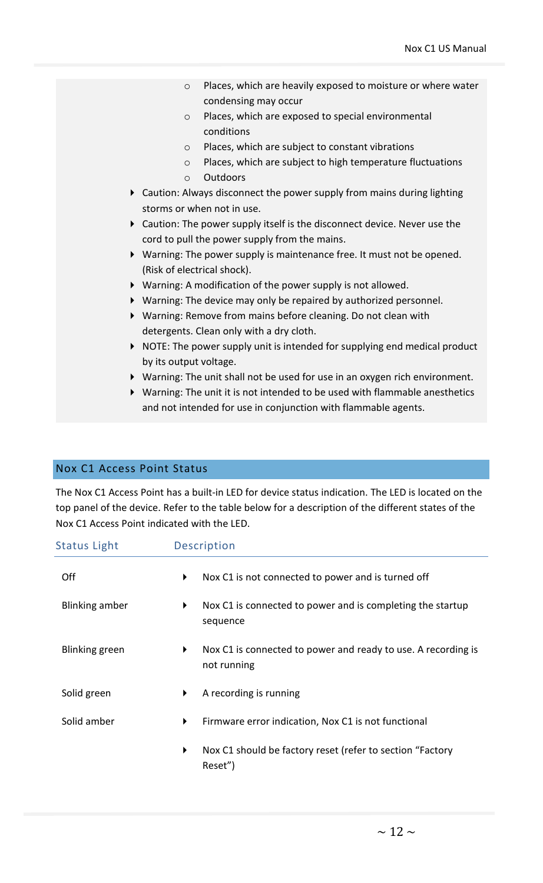- Places, which are heavily exposed to moisture or where water condensing may occur
- Places, which are exposed to special environmental conditions
- Places, which are subject to constant vibrations
- Places, which are subject to high temperature fluctuations
- Outdoors

- Caution: Always disconnect the power supply from mains during lighting storms or when not in use.
- Caution: The power supply itself is the disconnect device. Never use the cord to pull the power supply from the mains.
- Warning: The power supply is maintenance free. It must not be opened. (Risk of electrical shock).
- Warning: A modification of the power supply is not allowed.
- Warning: The device may only be repaired by authorized personnel.
- Warning: Remove from mains before cleaning. Do not clean with detergents. Clean only with a dry cloth.
- NOTE: The power supply unit is intended for supplying end medical product by its output voltage.
- Warning: The unit shall not be used for use in an oxygen rich environment.
- Warning: The unit it is not intended to be used with flammable anesthetics and not intended for use in conjunction with flammable agents.

## Nox C1 Access Point Status

The Nox C1 Access Point has a built-in LED for device status indication. The LED is located on the top panel of the device. Refer to the table below for a description of the different states of the Nox C1 Access Point indicated with the LED.

| Status Light | Description |
|---|---|
| Off | Nox C1 is not connected to power and is turned off |
| Blinking amber | Nox C1 is connected to power and is completing the startup sequence |
| Blinking green | Nox C1 is connected to power and ready to use. A recording is not running |
| Solid green | A recording is running |
| Solid amber | Firmware error indication, Nox C1 is not functional<br>Nox C1 should be factory reset (refer to section “Factory Reset”) |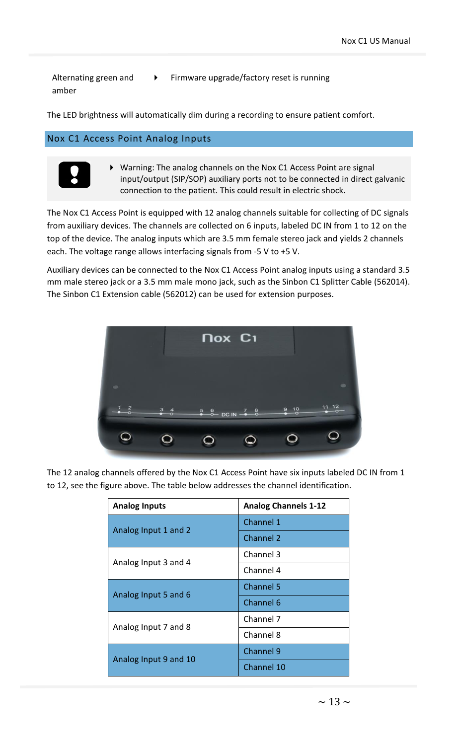| Alternating green and amber | Firmware upgrade/factory reset is running |
|---|---|

The LED brightness will automatically dim during a recording to ensure patient comfort.

## Nox C1 Access Point Analog Inputs

- Warning: The analog channels on the Nox C1 Access Point are signal input/output (SIP/SOP) auxiliary ports not to be connected in direct galvanic connection to the patient. This could result in electric shock.

The Nox C1 Access Point is equipped with 12 analog channels suitable for collecting of DC signals from auxiliary devices. The channels are collected on 6 inputs, labeled DC IN from 1 to 12 on the top of the device. The analog inputs which are 3.5 mm female stereo jack and yields 2 channels each. The voltage range allows interfacing signals from -5 V to +5 V.

Auxiliary devices can be connected to the Nox C1 Access Point analog inputs using a standard 3.5 mm male stereo jack or a 3.5 mm male mono jack, such as the Sinbon C1 Splitter Cable (562014). The Sinbon C1 Extension cable (562012) can be used for extension purposes.

The 12 analog channels offered by the Nox C1 Access Point have six inputs labeled DC IN from 1 to 12, see the figure above. The table below addresses the channel identification.

| Analog Inputs | Analog Channels 1-12 |
|---|---|
| Analog Input 1 and 2 | Channel 1 |
| | Channel 2 |
| Analog Input 3 and 4 | Channel 3 |
| | Channel 4 |
| Analog Input 5 and 6 | Channel 5 |
| | Channel 6 |
| Analog Input 7 and 8 | Channel 7 |
| | Channel 8 |
| Analog Input 9 and 10 | Channel 9 |
| | Channel 10 |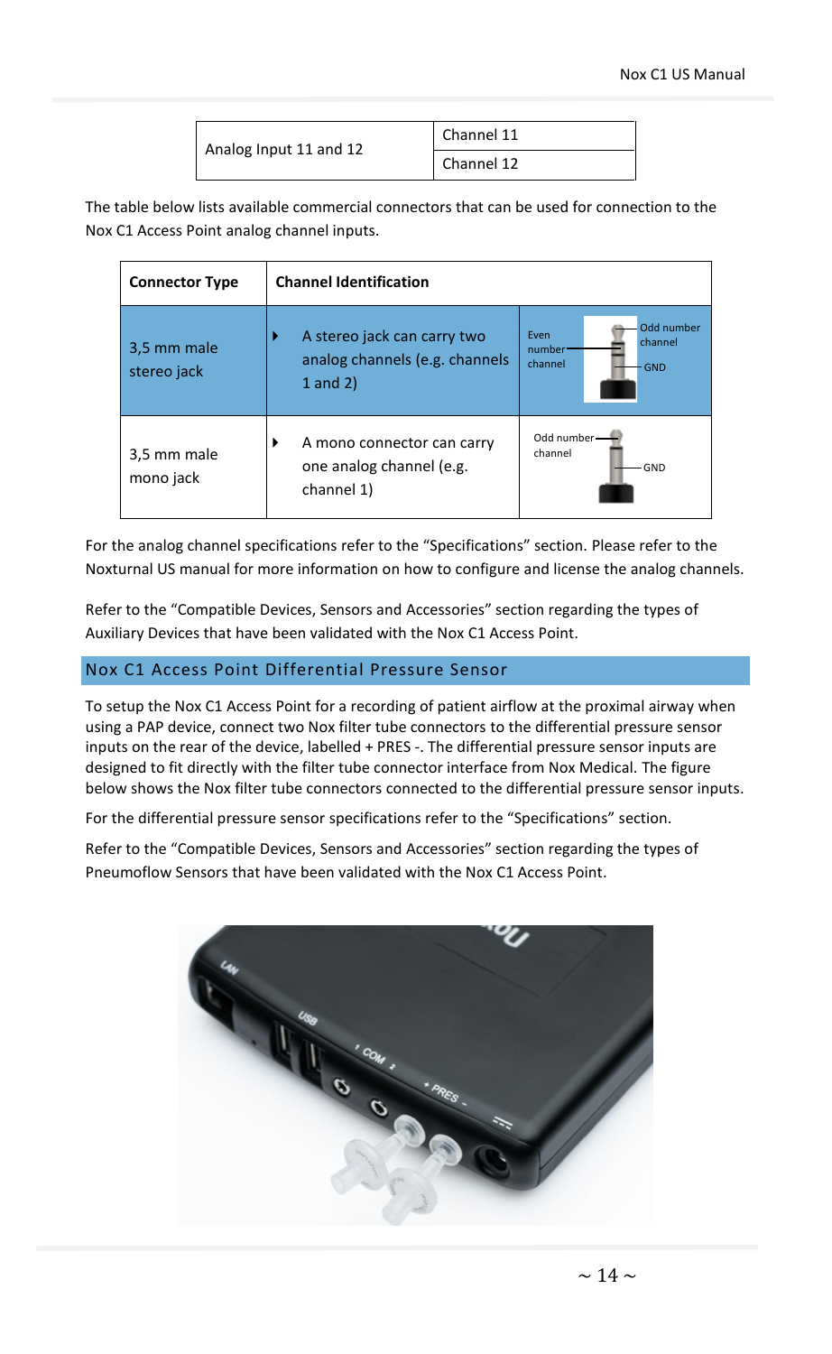| Analog Input 11 and 12 | Channel 11 |
| --- | --- |
| | Channel 12 |

The table below lists available commercial connectors that can be used for connection to the Nox C1 Access Point analog channel inputs.

| Connector Type | Channel Identification | |
| --- | --- | --- |
| 3,5 mm male stereo jack | ▸ A stereo jack can carry two analog channels (e.g. channels 1 and 2) | Even number channel / Odd number channel / GND |
| 3,5 mm male mono jack | ▸ A mono connector can carry one analog channel (e.g. channel 1) | Odd number channel / GND |

For the analog channel specifications refer to the "Specifications" section. Please refer to the Noxturnal US manual for more information on how to configure and license the analog channels.

Refer to the "Compatible Devices, Sensors and Accessories" section regarding the types of Auxiliary Devices that have been validated with the Nox C1 Access Point.

## Nox C1 Access Point Differential Pressure Sensor

To setup the Nox C1 Access Point for a recording of patient airflow at the proximal airway when using a PAP device, connect two Nox filter tube connectors to the differential pressure sensor inputs on the rear of the device, labelled + PRES -. The differential pressure sensor inputs are designed to fit directly with the filter tube connector interface from Nox Medical. The figure below shows the Nox filter tube connectors connected to the differential pressure sensor inputs.

For the differential pressure sensor specifications refer to the "Specifications" section.

Refer to the "Compatible Devices, Sensors and Accessories" section regarding the types of Pneumoflow Sensors that have been validated with the Nox C1 Access Point.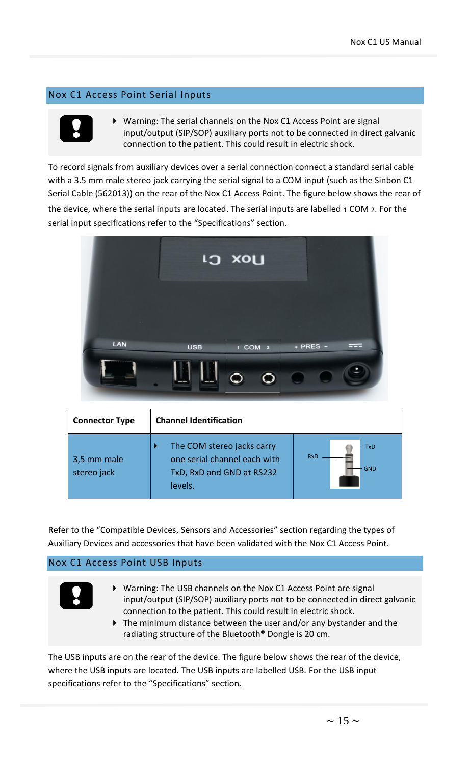## Nox C1 Access Point Serial Inputs

- Warning: The serial channels on the Nox C1 Access Point are signal input/output (SIP/SOP) auxiliary ports not to be connected in direct galvanic connection to the patient. This could result in electric shock.

To record signals from auxiliary devices over a serial connection connect a standard serial cable with a 3.5 mm male stereo jack carrying the serial signal to a COM input (such as the Sinbon C1 Serial Cable (562013)) on the rear of the Nox C1 Access Point. The figure below shows the rear of the device, where the serial inputs are located. The serial inputs are labelled 1 COM 2. For the serial input specifications refer to the "Specifications" section.

| Connector Type | Channel Identification | |
|---|---|---|
| 3,5 mm male stereo jack | The COM stereo jacks carry one serial channel each with TxD, RxD and GND at RS232 levels. | RxD, TxD, GND |

Refer to the "Compatible Devices, Sensors and Accessories" section regarding the types of Auxiliary Devices and accessories that have been validated with the Nox C1 Access Point.

## Nox C1 Access Point USB Inputs

- Warning: The USB channels on the Nox C1 Access Point are signal input/output (SIP/SOP) auxiliary ports not to be connected in direct galvanic connection to the patient. This could result in electric shock.
- The minimum distance between the user and/or any bystander and the radiating structure of the Bluetooth® Dongle is 20 cm.

The USB inputs are on the rear of the device. The figure below shows the rear of the device, where the USB inputs are located. The USB inputs are labelled USB. For the USB input specifications refer to the "Specifications" section.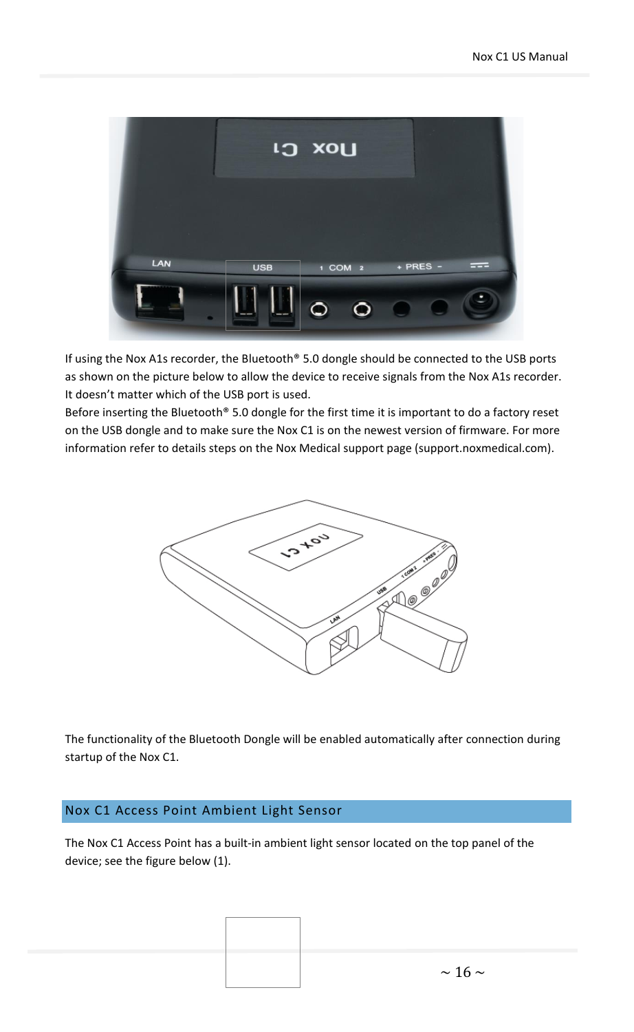If using the Nox A1s recorder, the Bluetooth® 5.0 dongle should be connected to the USB ports as shown on the picture below to allow the device to receive signals from the Nox A1s recorder. It doesn't matter which of the USB port is used.

Before inserting the Bluetooth® 5.0 dongle for the first time it is important to do a factory reset on the USB dongle and to make sure the Nox C1 is on the newest version of firmware. For more information refer to details steps on the Nox Medical support page (support.noxmedical.com).

The functionality of the Bluetooth Dongle will be enabled automatically after connection during startup of the Nox C1.

## Nox C1 Access Point Ambient Light Sensor

The Nox C1 Access Point has a built-in ambient light sensor located on the top panel of the device; see the figure below (1).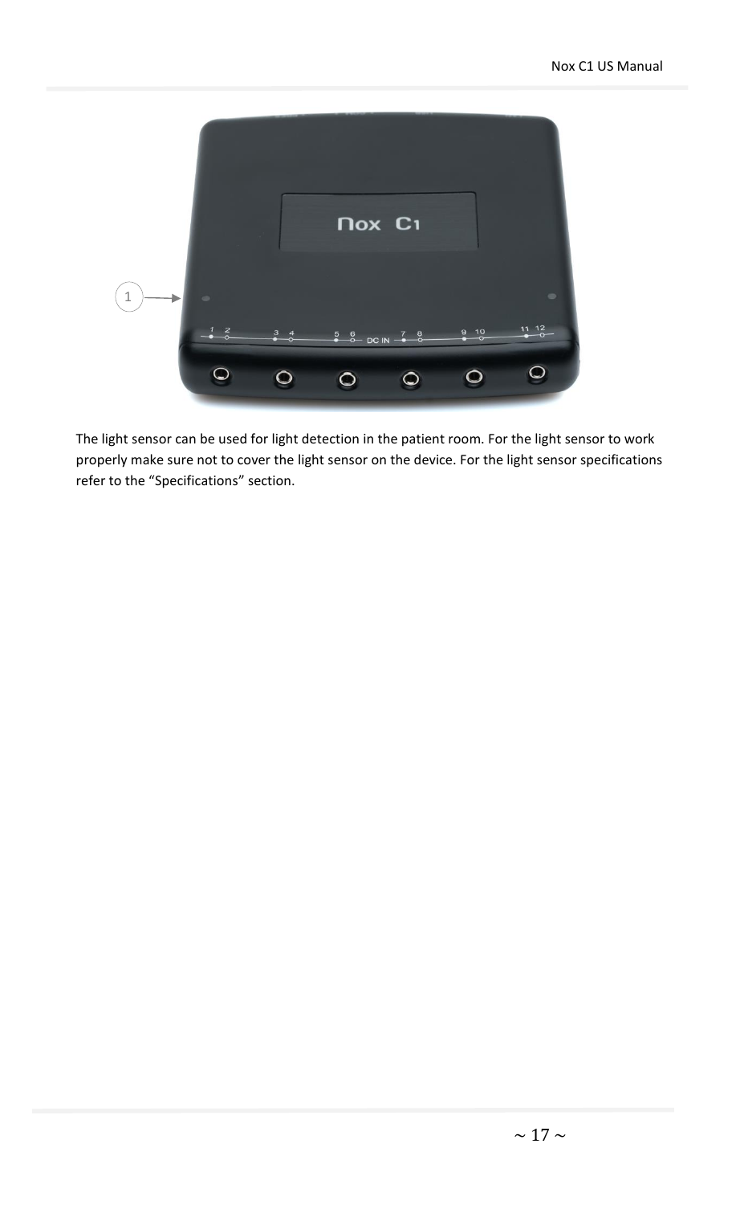The light sensor can be used for light detection in the patient room. For the light sensor to work properly make sure not to cover the light sensor on the device. For the light sensor specifications refer to the "Specifications" section.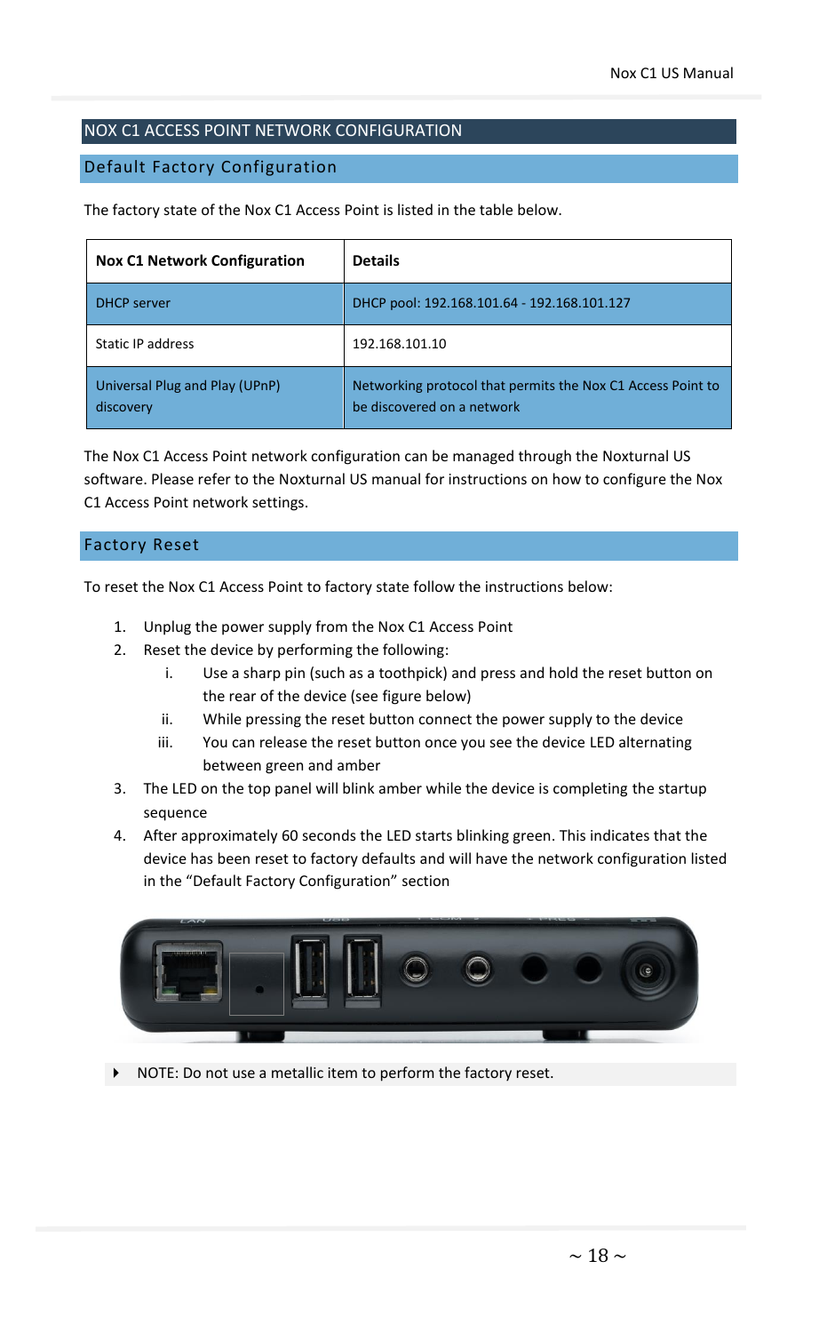# NOX C1 ACCESS POINT NETWORK CONFIGURATION

## Default Factory Configuration

The factory state of the Nox C1 Access Point is listed in the table below.

| Nox C1 Network Configuration | Details |
|---|---|
| DHCP server | DHCP pool: 192.168.101.64 - 192.168.101.127 |
| Static IP address | 192.168.101.10 |
| Universal Plug and Play (UPnP) discovery | Networking protocol that permits the Nox C1 Access Point to be discovered on a network |

The Nox C1 Access Point network configuration can be managed through the Noxturnal US software. Please refer to the Noxturnal US manual for instructions on how to configure the Nox C1 Access Point network settings.

## Factory Reset

To reset the Nox C1 Access Point to factory state follow the instructions below:

1. Unplug the power supply from the Nox C1 Access Point
2. Reset the device by performing the following:
    i. Use a sharp pin (such as a toothpick) and press and hold the reset button on the rear of the device (see figure below)
    ii. While pressing the reset button connect the power supply to the device
    iii. You can release the reset button once you see the device LED alternating between green and amber
3. The LED on the top panel will blink amber while the device is completing the startup sequence
4. After approximately 60 seconds the LED starts blinking green. This indicates that the device has been reset to factory defaults and will have the network configuration listed in the "Default Factory Configuration" section

- NOTE: Do not use a metallic item to perform the factory reset.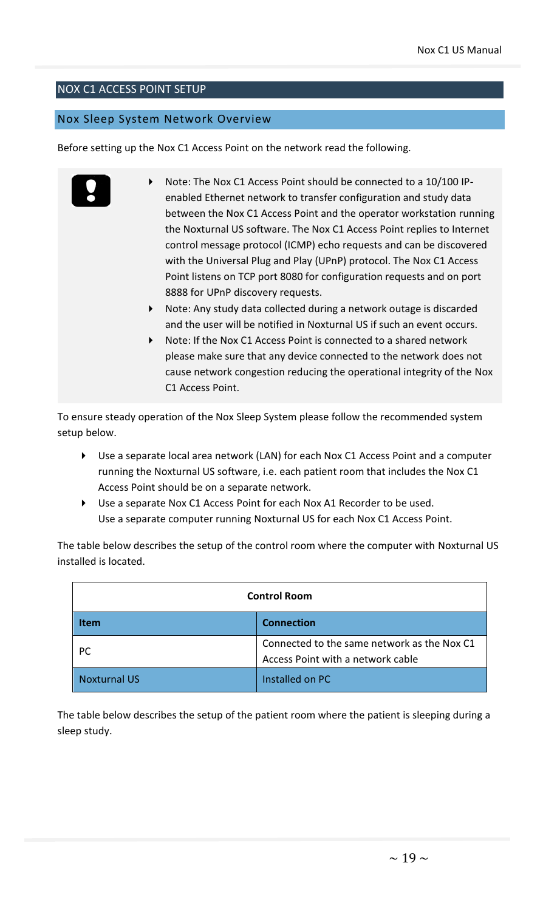## NOX C1 ACCESS POINT SETUP

### Nox Sleep System Network Overview

Before setting up the Nox C1 Access Point on the network read the following.

- Note: The Nox C1 Access Point should be connected to a 10/100 IP-enabled Ethernet network to transfer configuration and study data between the Nox C1 Access Point and the operator workstation running the Noxturnal US software. The Nox C1 Access Point replies to Internet control message protocol (ICMP) echo requests and can be discovered with the Universal Plug and Play (UPnP) protocol. The Nox C1 Access Point listens on TCP port 8080 for configuration requests and on port 8888 for UPnP discovery requests.
- Note: Any study data collected during a network outage is discarded and the user will be notified in Noxturnal US if such an event occurs.
- Note: If the Nox C1 Access Point is connected to a shared network please make sure that any device connected to the network does not cause network congestion reducing the operational integrity of the Nox C1 Access Point.

To ensure steady operation of the Nox Sleep System please follow the recommended system setup below.

- Use a separate local area network (LAN) for each Nox C1 Access Point and a computer running the Noxturnal US software, i.e. each patient room that includes the Nox C1 Access Point should be on a separate network.
- Use a separate Nox C1 Access Point for each Nox A1 Recorder to be used.
  Use a separate computer running Noxturnal US for each Nox C1 Access Point.

The table below describes the setup of the control room where the computer with Noxturnal US installed is located.

| Control Room | |
|---|---|
| **Item** | **Connection** |
| PC | Connected to the same network as the Nox C1 Access Point with a network cable |
| Noxturnal US | Installed on PC |

The table below describes the setup of the patient room where the patient is sleeping during a sleep study.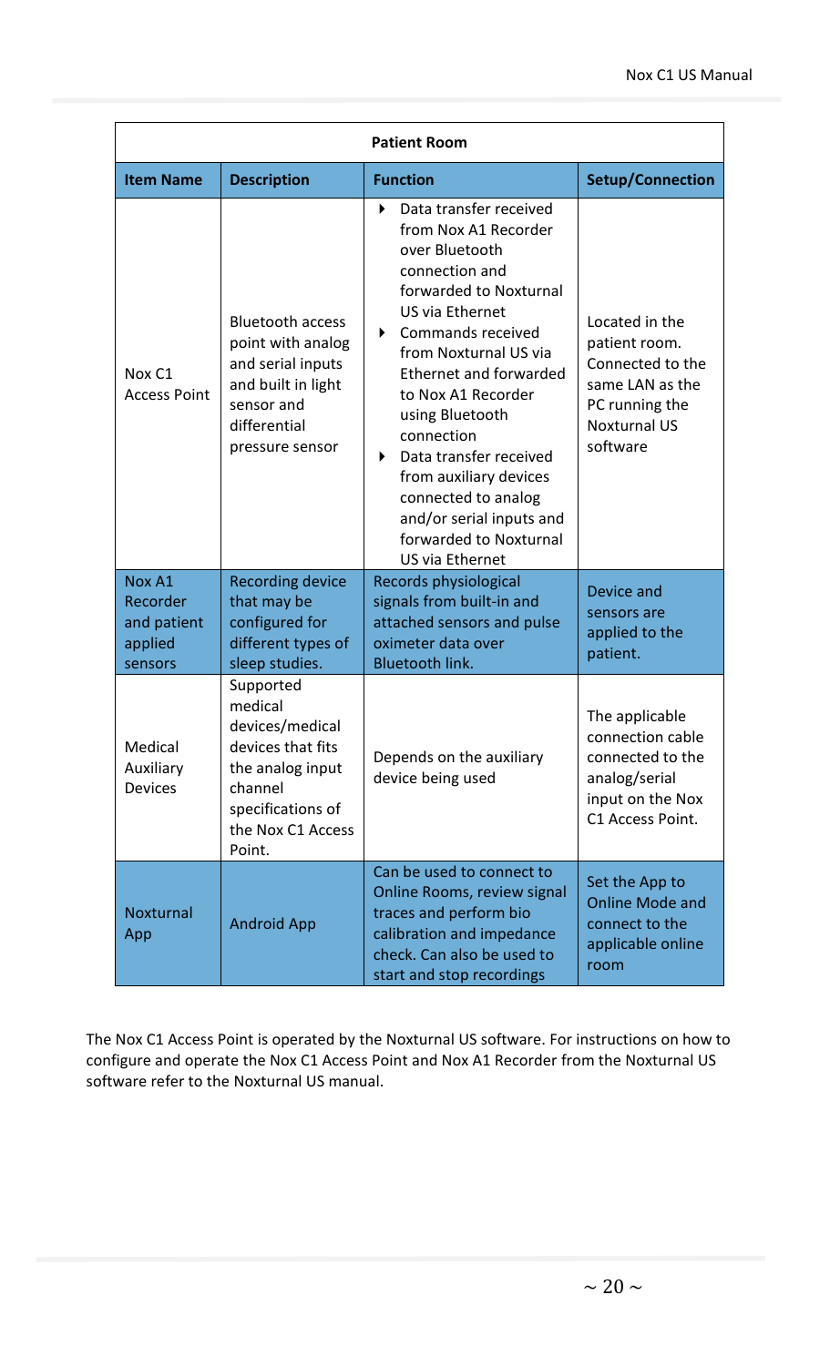| Patient Room | | | |
|---|---|---|---|
| **Item Name** | **Description** | **Function** | **Setup/Connection** |
| Nox C1 Access Point | Bluetooth access point with analog and serial inputs and built in light sensor and differential pressure sensor | ▸ Data transfer received from Nox A1 Recorder over Bluetooth connection and forwarded to Noxturnal US via Ethernet<br>▸ Commands received from Noxturnal US via Ethernet and forwarded to Nox A1 Recorder using Bluetooth connection<br>▸ Data transfer received from auxiliary devices connected to analog and/or serial inputs and forwarded to Noxturnal US via Ethernet | Located in the patient room. Connected to the same LAN as the PC running the Noxturnal US software |
| Nox A1 Recorder and patient applied sensors | Recording device that may be configured for different types of sleep studies. | Records physiological signals from built-in and attached sensors and pulse oximeter data over Bluetooth link. | Device and sensors are applied to the patient. |
| Medical Auxiliary Devices | Supported medical devices/medical devices that fits the analog input channel specifications of the Nox C1 Access Point. | Depends on the auxiliary device being used | The applicable connection cable connected to the analog/serial input on the Nox C1 Access Point. |
| Noxturnal App | Android App | Can be used to connect to Online Rooms, review signal traces and perform bio calibration and impedance check. Can also be used to start and stop recordings | Set the App to Online Mode and connect to the applicable online room |

The Nox C1 Access Point is operated by the Noxturnal US software. For instructions on how to configure and operate the Nox C1 Access Point and Nox A1 Recorder from the Noxturnal US software refer to the Noxturnal US manual.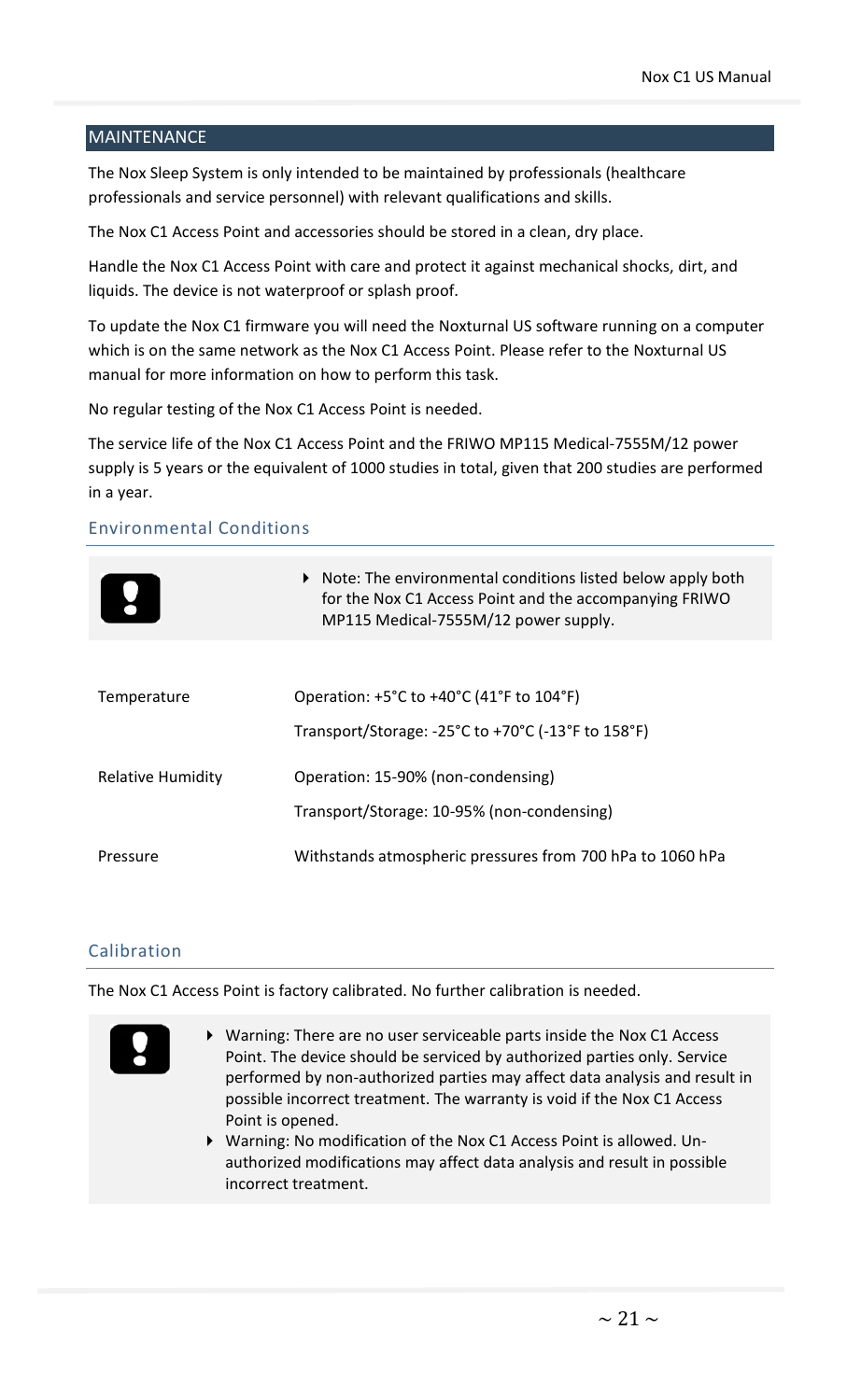## MAINTENANCE

The Nox Sleep System is only intended to be maintained by professionals (healthcare professionals and service personnel) with relevant qualifications and skills.

The Nox C1 Access Point and accessories should be stored in a clean, dry place.

Handle the Nox C1 Access Point with care and protect it against mechanical shocks, dirt, and liquids. The device is not waterproof or splash proof.

To update the Nox C1 firmware you will need the Noxturnal US software running on a computer which is on the same network as the Nox C1 Access Point. Please refer to the Noxturnal US manual for more information on how to perform this task.

No regular testing of the Nox C1 Access Point is needed.

The service life of the Nox C1 Access Point and the FRIWO MP115 Medical-7555M/12 power supply is 5 years or the equivalent of 1000 studies in total, given that 200 studies are performed in a year.

### Environmental Conditions

- Note: The environmental conditions listed below apply both for the Nox C1 Access Point and the accompanying FRIWO MP115 Medical-7555M/12 power supply.

| | |
|---|---|
| Temperature | Operation: +5°C to +40°C (41°F to 104°F) |
| | Transport/Storage: -25°C to +70°C (-13°F to 158°F) |
| Relative Humidity | Operation: 15-90% (non-condensing) |
| | Transport/Storage: 10-95% (non-condensing) |
| Pressure | Withstands atmospheric pressures from 700 hPa to 1060 hPa |

### Calibration

The Nox C1 Access Point is factory calibrated. No further calibration is needed.

- Warning: There are no user serviceable parts inside the Nox C1 Access Point. The device should be serviced by authorized parties only. Service performed by non-authorized parties may affect data analysis and result in possible incorrect treatment. The warranty is void if the Nox C1 Access Point is opened.
- Warning: No modification of the Nox C1 Access Point is allowed. Un-authorized modifications may affect data analysis and result in possible incorrect treatment.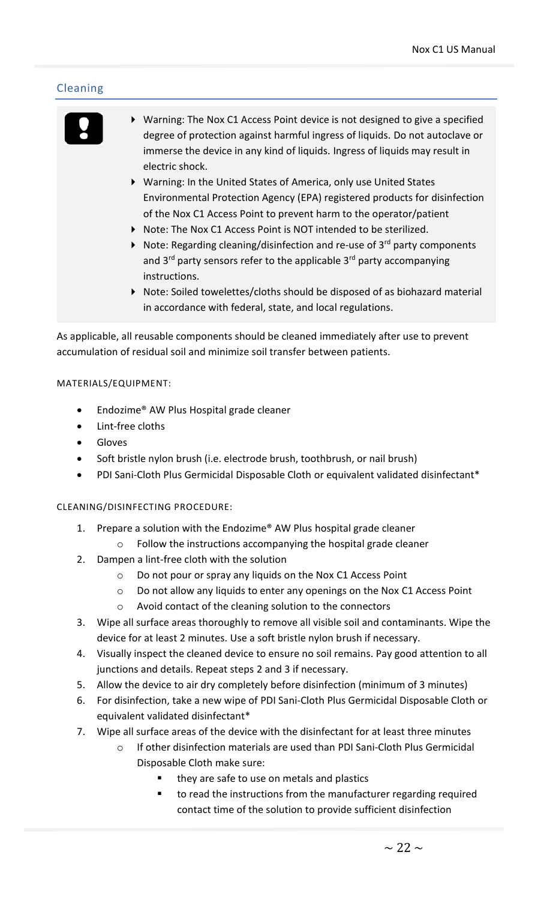## Cleaning

- Warning: The Nox C1 Access Point device is not designed to give a specified degree of protection against harmful ingress of liquids. Do not autoclave or immerse the device in any kind of liquids. Ingress of liquids may result in electric shock.
- Warning: In the United States of America, only use United States Environmental Protection Agency (EPA) registered products for disinfection of the Nox C1 Access Point to prevent harm to the operator/patient
- Note: The Nox C1 Access Point is NOT intended to be sterilized.
- Note: Regarding cleaning/disinfection and re-use of 3rd party components and 3rd party sensors refer to the applicable 3rd party accompanying instructions.
- Note: Soiled towelettes/cloths should be disposed of as biohazard material in accordance with federal, state, and local regulations.

As applicable, all reusable components should be cleaned immediately after use to prevent accumulation of residual soil and minimize soil transfer between patients.

MATERIALS/EQUIPMENT:

- Endozime® AW Plus Hospital grade cleaner
- Lint-free cloths
- Gloves
- Soft bristle nylon brush (i.e. electrode brush, toothbrush, or nail brush)
- PDI Sani-Cloth Plus Germicidal Disposable Cloth or equivalent validated disinfectant*

CLEANING/DISINFECTING PROCEDURE:

1. Prepare a solution with the Endozime® AW Plus hospital grade cleaner
   - Follow the instructions accompanying the hospital grade cleaner
2. Dampen a lint-free cloth with the solution
   - Do not pour or spray any liquids on the Nox C1 Access Point
   - Do not allow any liquids to enter any openings on the Nox C1 Access Point
   - Avoid contact of the cleaning solution to the connectors
3. Wipe all surface areas thoroughly to remove all visible soil and contaminants. Wipe the device for at least 2 minutes. Use a soft bristle nylon brush if necessary.
4. Visually inspect the cleaned device to ensure no soil remains. Pay good attention to all junctions and details. Repeat steps 2 and 3 if necessary.
5. Allow the device to air dry completely before disinfection (minimum of 3 minutes)
6. For disinfection, take a new wipe of PDI Sani-Cloth Plus Germicidal Disposable Cloth or equivalent validated disinfectant*
7. Wipe all surface areas of the device with the disinfectant for at least three minutes
   - If other disinfection materials are used than PDI Sani-Cloth Plus Germicidal Disposable Cloth make sure:
     - they are safe to use on metals and plastics
     - to read the instructions from the manufacturer regarding required contact time of the solution to provide sufficient disinfection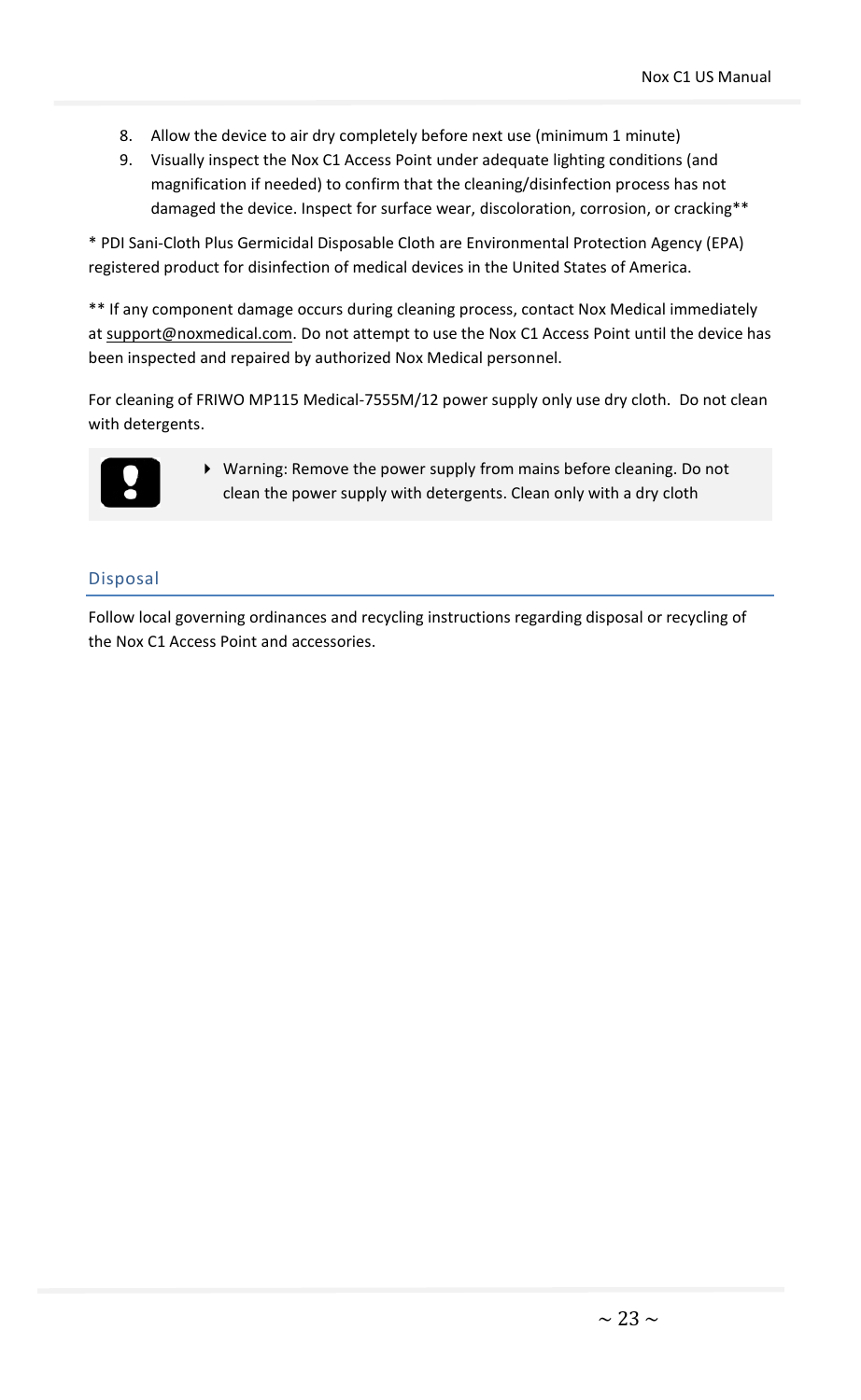8. Allow the device to air dry completely before next use (minimum 1 minute)
9. Visually inspect the Nox C1 Access Point under adequate lighting conditions (and magnification if needed) to confirm that the cleaning/disinfection process has not damaged the device. Inspect for surface wear, discoloration, corrosion, or cracking**

* PDI Sani-Cloth Plus Germicidal Disposable Cloth are Environmental Protection Agency (EPA) registered product for disinfection of medical devices in the United States of America.

** If any component damage occurs during cleaning process, contact Nox Medical immediately at support@noxmedical.com. Do not attempt to use the Nox C1 Access Point until the device has been inspected and repaired by authorized Nox Medical personnel.

For cleaning of FRIWO MP115 Medical-7555M/12 power supply only use dry cloth. Do not clean with detergents.

- Warning: Remove the power supply from mains before cleaning. Do not clean the power supply with detergents. Clean only with a dry cloth

## Disposal

Follow local governing ordinances and recycling instructions regarding disposal or recycling of the Nox C1 Access Point and accessories.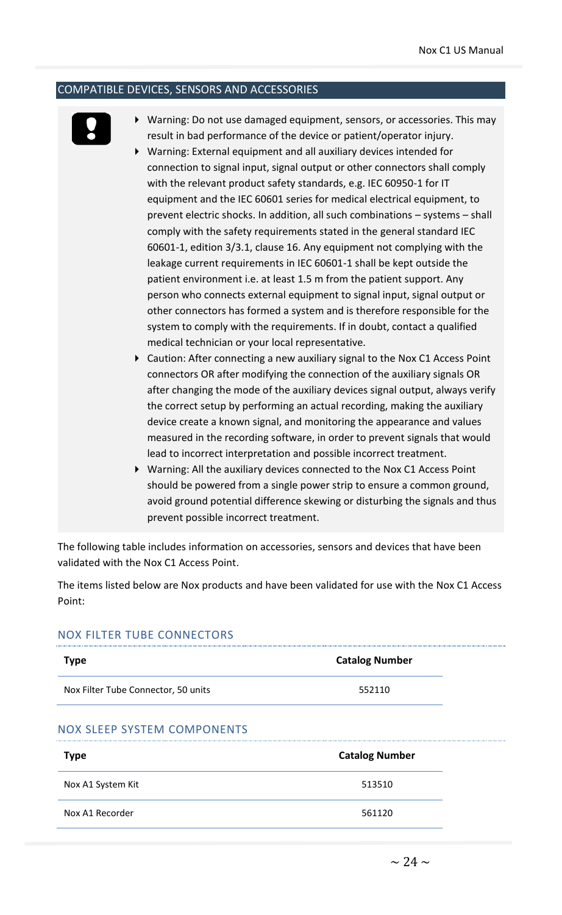## COMPATIBLE DEVICES, SENSORS AND ACCESSORIES

- Warning: Do not use damaged equipment, sensors, or accessories. This may result in bad performance of the device or patient/operator injury.
- Warning: External equipment and all auxiliary devices intended for connection to signal input, signal output or other connectors shall comply with the relevant product safety standards, e.g. IEC 60950-1 for IT equipment and the IEC 60601 series for medical electrical equipment, to prevent electric shocks. In addition, all such combinations – systems – shall comply with the safety requirements stated in the general standard IEC 60601-1, edition 3/3.1, clause 16. Any equipment not complying with the leakage current requirements in IEC 60601-1 shall be kept outside the patient environment i.e. at least 1.5 m from the patient support. Any person who connects external equipment to signal input, signal output or other connectors has formed a system and is therefore responsible for the system to comply with the requirements. If in doubt, contact a qualified medical technician or your local representative.
- Caution: After connecting a new auxiliary signal to the Nox C1 Access Point connectors OR after modifying the connection of the auxiliary signals OR after changing the mode of the auxiliary devices signal output, always verify the correct setup by performing an actual recording, making the auxiliary device create a known signal, and monitoring the appearance and values measured in the recording software, in order to prevent signals that would lead to incorrect interpretation and possible incorrect treatment.
- Warning: All the auxiliary devices connected to the Nox C1 Access Point should be powered from a single power strip to ensure a common ground, avoid ground potential difference skewing or disturbing the signals and thus prevent possible incorrect treatment.

The following table includes information on accessories, sensors and devices that have been validated with the Nox C1 Access Point.

The items listed below are Nox products and have been validated for use with the Nox C1 Access Point:

### NOX FILTER TUBE CONNECTORS

| Type | Catalog Number |
|---|---|
| Nox Filter Tube Connector, 50 units | 552110 |

### NOX SLEEP SYSTEM COMPONENTS

| Type | Catalog Number |
|---|---|
| Nox A1 System Kit | 513510 |
| Nox A1 Recorder | 561120 |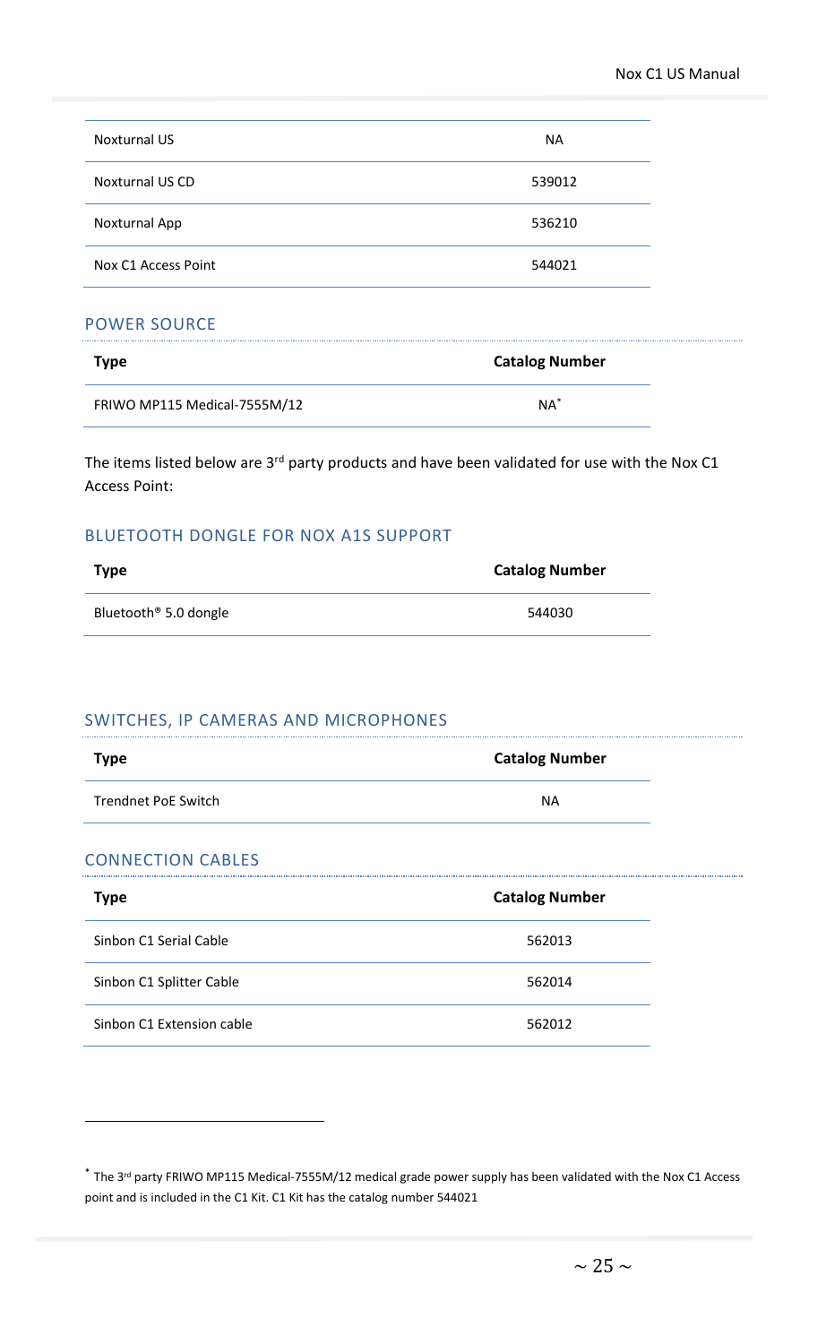| | |
|---|---|
| Noxturnal US | NA |
| Noxturnal US CD | 539012 |
| Noxturnal App | 536210 |
| Nox C1 Access Point | 544021 |

### POWER SOURCE

| Type | Catalog Number |
|---|---|
| FRIWO MP115 Medical-7555M/12 | NA* |

The items listed below are 3rd party products and have been validated for use with the Nox C1 Access Point:

### BLUETOOTH DONGLE FOR NOX A1S SUPPORT

| Type | Catalog Number |
|---|---|
| Bluetooth® 5.0 dongle | 544030 |

### SWITCHES, IP CAMERAS AND MICROPHONES

| Type | Catalog Number |
|---|---|
| Trendnet PoE Switch | NA |

### CONNECTION CABLES

| Type | Catalog Number |
|---|---|
| Sinbon C1 Serial Cable | 562013 |
| Sinbon C1 Splitter Cable | 562014 |
| Sinbon C1 Extension cable | 562012 |

* The 3rd party FRIWO MP115 Medical-7555M/12 medical grade power supply has been validated with the Nox C1 Access point and is included in the C1 Kit. C1 Kit has the catalog number 544021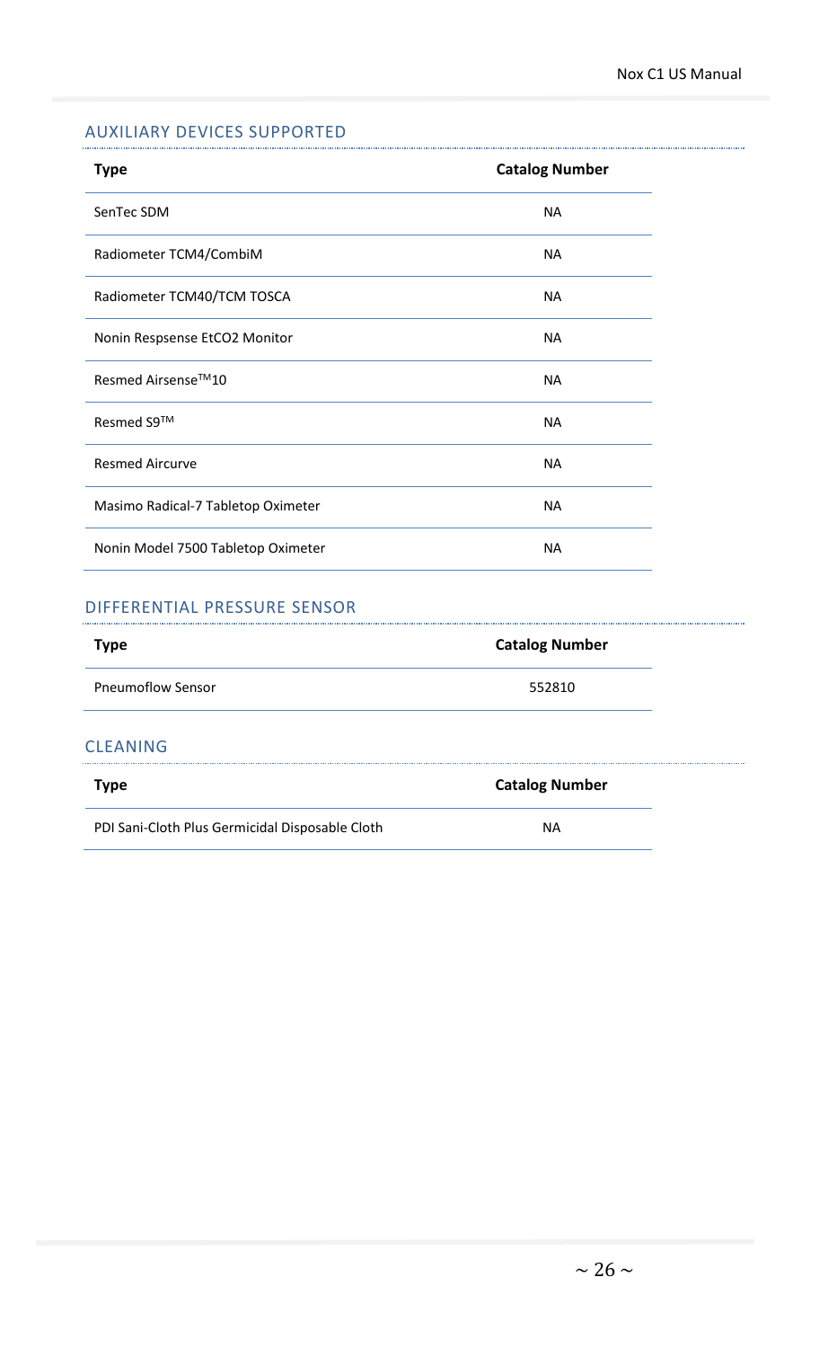## AUXILIARY DEVICES SUPPORTED

| Type | Catalog Number |
|---|---|
| SenTec SDM | NA |
| Radiometer TCM4/CombiM | NA |
| Radiometer TCM40/TCM TOSCA | NA |
| Nonin Respsense EtCO2 Monitor | NA |
| Resmed Airsense™10 | NA |
| Resmed S9™ | NA |
| Resmed Aircurve | NA |
| Masimo Radical-7 Tabletop Oximeter | NA |
| Nonin Model 7500 Tabletop Oximeter | NA |

## DIFFERENTIAL PRESSURE SENSOR

| Type | Catalog Number |
|---|---|
| Pneumoflow Sensor | 552810 |

## CLEANING

| Type | Catalog Number |
|---|---|
| PDI Sani-Cloth Plus Germicidal Disposable Cloth | NA |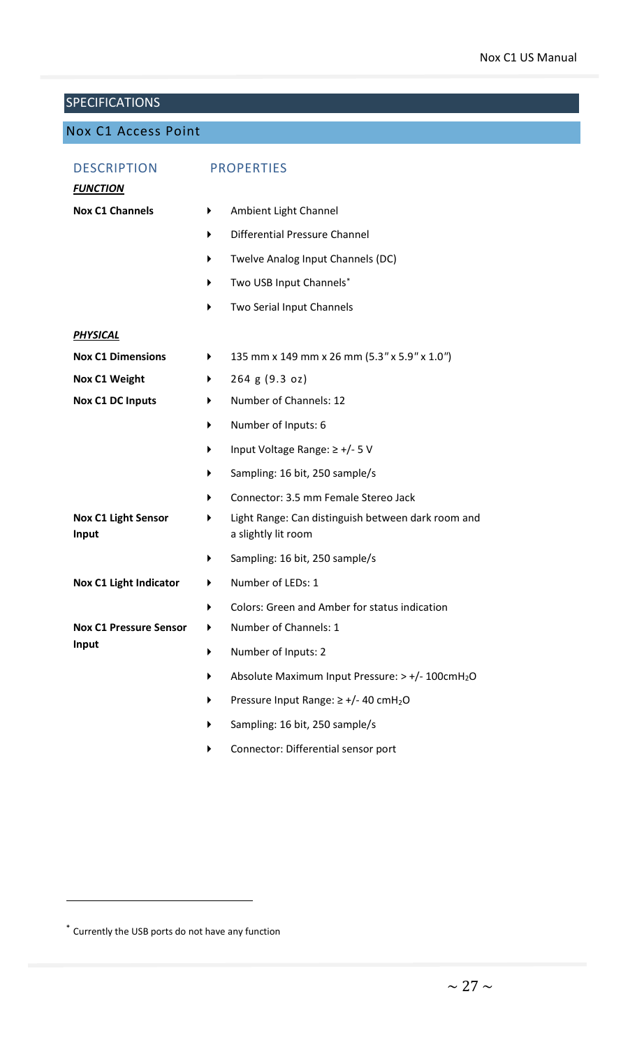## SPECIFICATIONS

### Nox C1 Access Point

| DESCRIPTION | PROPERTIES |
|---|---|
| ***FUNCTION*** | |
| **Nox C1 Channels** | ▸ Ambient Light Channel |
| | ▸ Differential Pressure Channel |
| | ▸ Twelve Analog Input Channels (DC) |
| | ▸ Two USB Input Channels* |
| | ▸ Two Serial Input Channels |
| ***PHYSICAL*** | |
| **Nox C1 Dimensions** | ▸ 135 mm x 149 mm x 26 mm (5.3" x 5.9" x 1.0") |
| **Nox C1 Weight** | ▸ 264 g (9.3 oz) |
| **Nox C1 DC Inputs** | ▸ Number of Channels: 12 |
| | ▸ Number of Inputs: 6 |
| | ▸ Input Voltage Range: ≥ +/- 5 V |
| | ▸ Sampling: 16 bit, 250 sample/s |
| | ▸ Connector: 3.5 mm Female Stereo Jack |
| **Nox C1 Light Sensor Input** | ▸ Light Range: Can distinguish between dark room and a slightly lit room |
| | ▸ Sampling: 16 bit, 250 sample/s |
| **Nox C1 Light Indicator** | ▸ Number of LEDs: 1 |
| | ▸ Colors: Green and Amber for status indication |
| **Nox C1 Pressure Sensor Input** | ▸ Number of Channels: 1 |
| | ▸ Number of Inputs: 2 |
| | ▸ Absolute Maximum Input Pressure: > +/- 100cm$H_2O$ |
| | ▸ Pressure Input Range: ≥ +/- 40 cm$H_2O$ |
| | ▸ Sampling: 16 bit, 250 sample/s |
| | ▸ Connector: Differential sensor port |

* Currently the USB ports do not have any function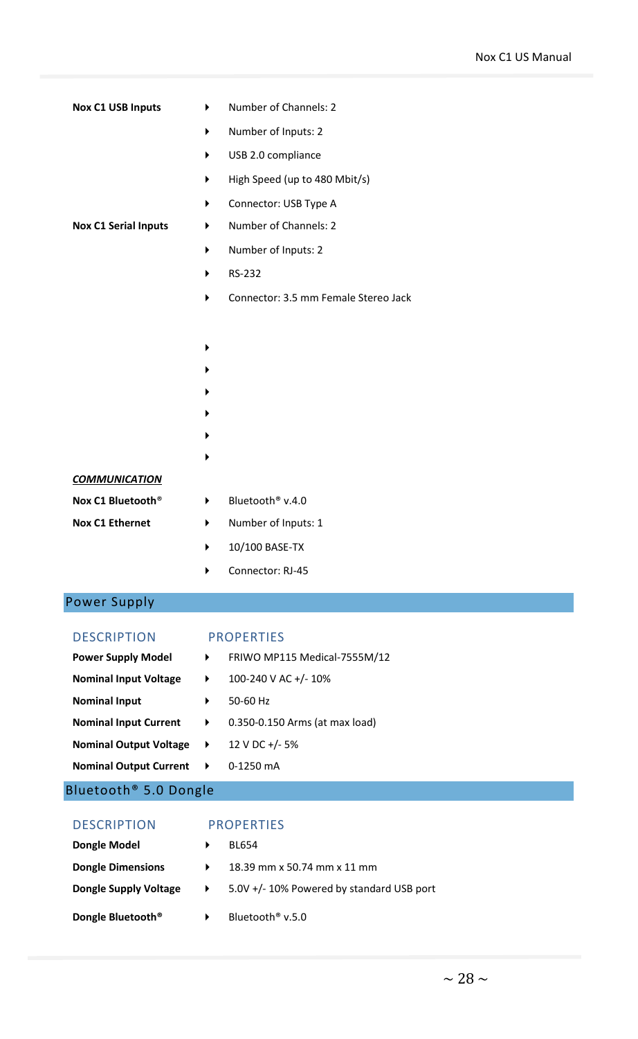**Nox C1 USB Inputs**

- Number of Channels: 2
- Number of Inputs: 2
- USB 2.0 compliance
- High Speed (up to 480 Mbit/s)
- Connector: USB Type A

**Nox C1 Serial Inputs**

- Number of Channels: 2
- Number of Inputs: 2
- RS-232
- Connector: 3.5 mm Female Stereo Jack

***COMMUNICATION***

**Nox C1 Bluetooth®**

- Bluetooth® v.4.0

**Nox C1 Ethernet**

- Number of Inputs: 1
- 10/100 BASE-TX
- Connector: RJ-45

## Power Supply

| DESCRIPTION | PROPERTIES |
|---|---|
| **Power Supply Model** | FRIWO MP115 Medical-7555M/12 |
| **Nominal Input Voltage** | 100-240 V AC +/- 10% |
| **Nominal Input** | 50-60 Hz |
| **Nominal Input Current** | 0.350-0.150 Arms (at max load) |
| **Nominal Output Voltage** | 12 V DC +/- 5% |
| **Nominal Output Current** | 0-1250 mA |

## Bluetooth® 5.0 Dongle

| DESCRIPTION | PROPERTIES |
|---|---|
| **Dongle Model** | BL654 |
| **Dongle Dimensions** | 18.39 mm x 50.74 mm x 11 mm |
| **Dongle Supply Voltage** | 5.0V +/- 10% Powered by standard USB port |
| **Dongle Bluetooth®** | Bluetooth® v.5.0 |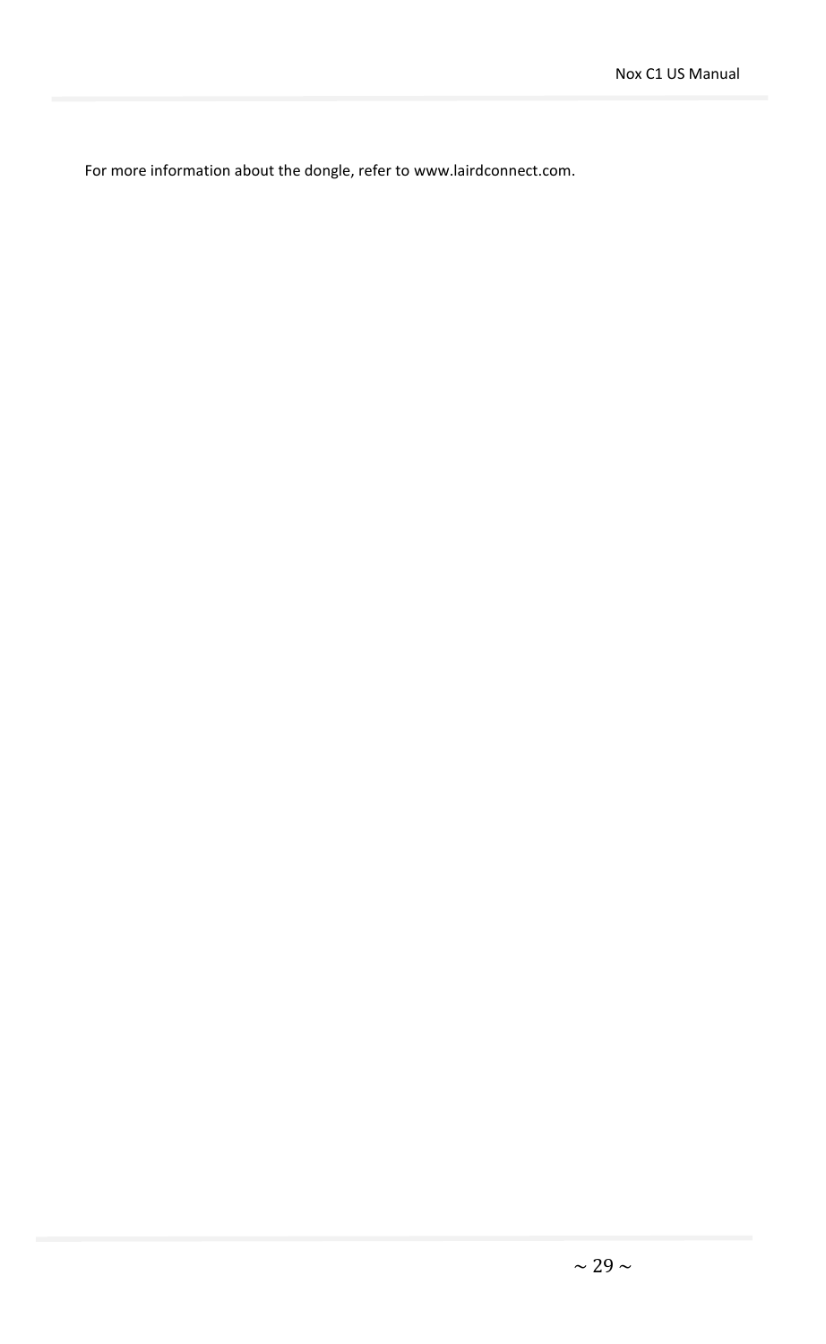For more information about the dongle, refer to www.lairdconnect.com.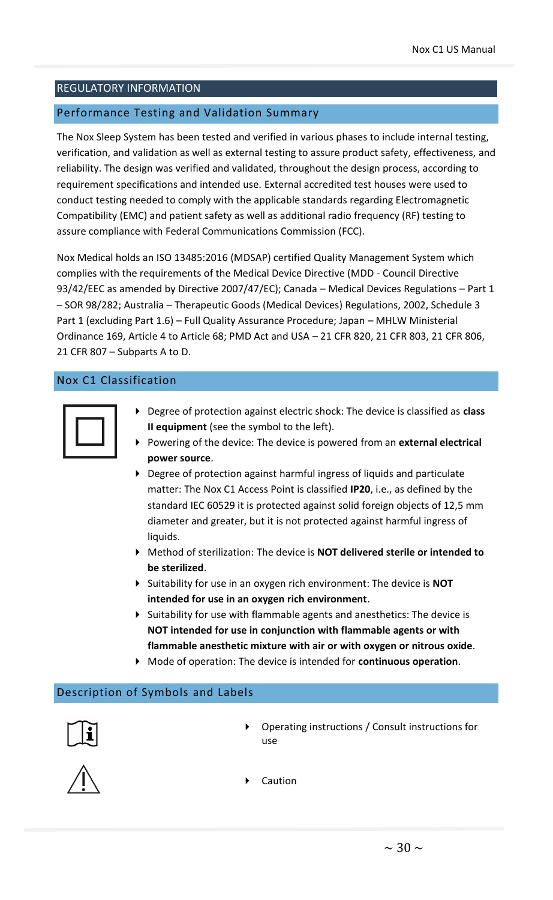# REGULATORY INFORMATION

## Performance Testing and Validation Summary

The Nox Sleep System has been tested and verified in various phases to include internal testing, verification, and validation as well as external testing to assure product safety, effectiveness, and reliability. The design was verified and validated, throughout the design process, according to requirement specifications and intended use. External accredited test houses were used to conduct testing needed to comply with the applicable standards regarding Electromagnetic Compatibility (EMC) and patient safety as well as additional radio frequency (RF) testing to assure compliance with Federal Communications Commission (FCC).

Nox Medical holds an ISO 13485:2016 (MDSAP) certified Quality Management System which complies with the requirements of the Medical Device Directive (MDD - Council Directive 93/42/EEC as amended by Directive 2007/47/EC); Canada – Medical Devices Regulations – Part 1 – SOR 98/282; Australia – Therapeutic Goods (Medical Devices) Regulations, 2002, Schedule 3 Part 1 (excluding Part 1.6) – Full Quality Assurance Procedure; Japan – MHLW Ministerial Ordinance 169, Article 4 to Article 68; PMD Act and USA – 21 CFR 820, 21 CFR 803, 21 CFR 806, 21 CFR 807 – Subparts A to D.

## Nox C1 Classification

- Degree of protection against electric shock: The device is classified as **class II equipment** (see the symbol to the left).
- Powering of the device: The device is powered from an **external electrical power source**.
- Degree of protection against harmful ingress of liquids and particulate matter: The Nox C1 Access Point is classified **IP20**, i.e., as defined by the standard IEC 60529 it is protected against solid foreign objects of 12,5 mm diameter and greater, but it is not protected against harmful ingress of liquids.
- Method of sterilization: The device is **NOT delivered sterile or intended to be sterilized**.
- Suitability for use in an oxygen rich environment: The device is **NOT intended for use in an oxygen rich environment**.
- Suitability for use with flammable agents and anesthetics: The device is **NOT intended for use in conjunction with flammable agents or with flammable anesthetic mixture with air or with oxygen or nitrous oxide**.
- Mode of operation: The device is intended for **continuous operation**.

## Description of Symbols and Labels

- Operating instructions / Consult instructions for use
- Caution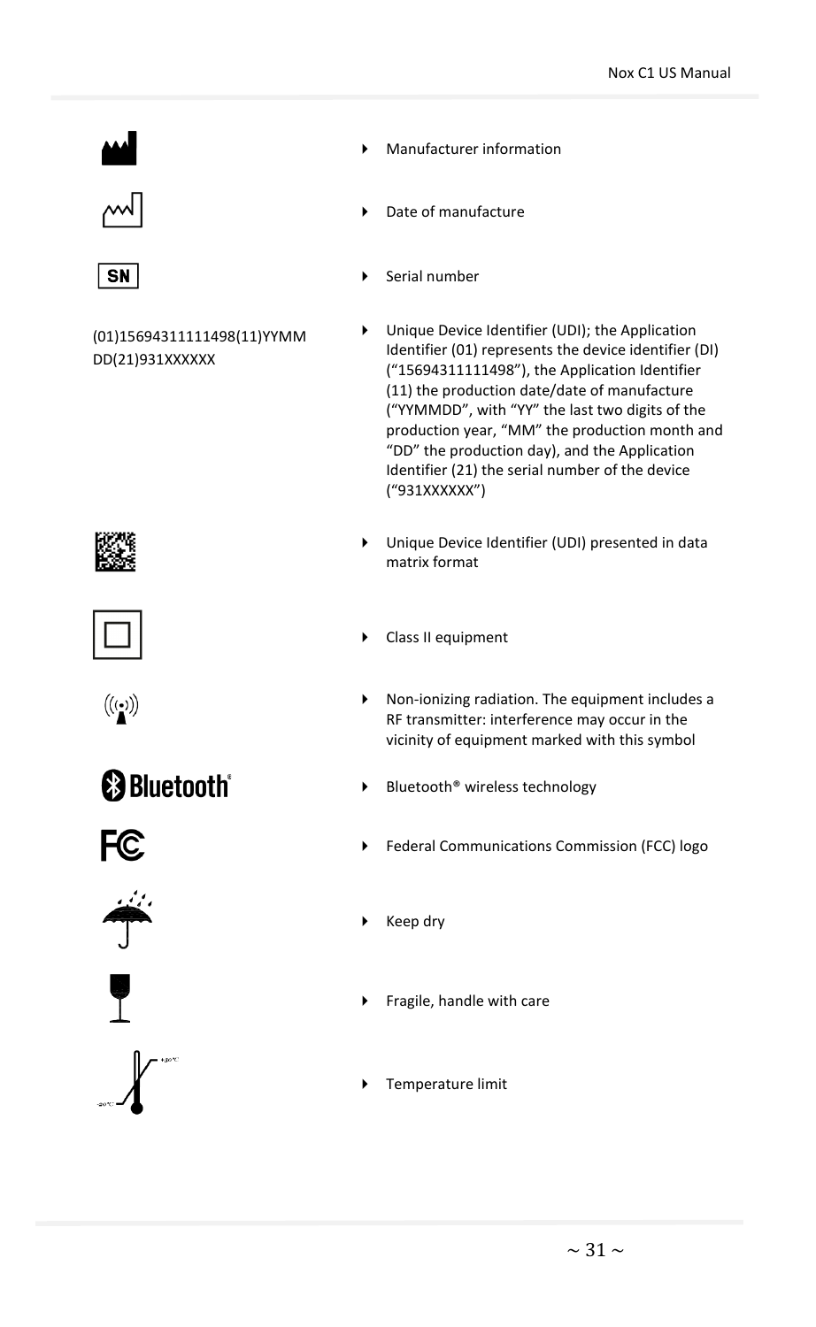- Manufacturer information

- Date of manufacture

- Serial number

(01)15694311111498(11)YYMMDD(21)931XXXXXX

- Unique Device Identifier (UDI); the Application Identifier (01) represents the device identifier (DI) (“15694311111498”), the Application Identifier (11) the production date/date of manufacture (“YYMMDD”, with “YY” the last two digits of the production year, “MM” the production month and “DD” the production day), and the Application Identifier (21) the serial number of the device (“931XXXXXX”)

- Unique Device Identifier (UDI) presented in data matrix format

- Class II equipment

- Non-ionizing radiation. The equipment includes a RF transmitter: interference may occur in the vicinity of equipment marked with this symbol

- Bluetooth® wireless technology

- Federal Communications Commission (FCC) logo

- Keep dry

- Fragile, handle with care

- Temperature limit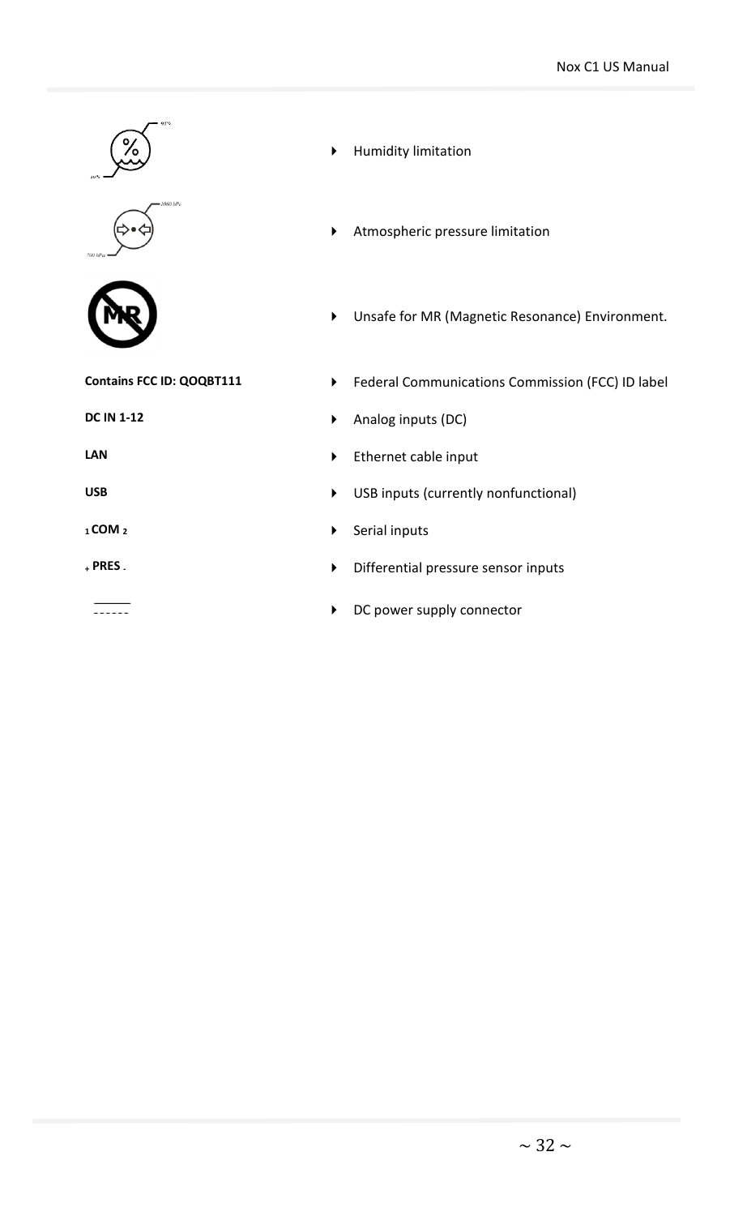- Humidity limitation
- Atmospheric pressure limitation
- Unsafe for MR (Magnetic Resonance) Environment.

| | |
|---|---|
| **Contains FCC ID: QOQBT111** | Federal Communications Commission (FCC) ID label |
| **DC IN 1-12** | Analog inputs (DC) |
| **LAN** | Ethernet cable input |
| **USB** | USB inputs (currently nonfunctional) |
| **1 COM 2** | Serial inputs |
| **+ PRES -** | Differential pressure sensor inputs |
| ⎓ | DC power supply connector |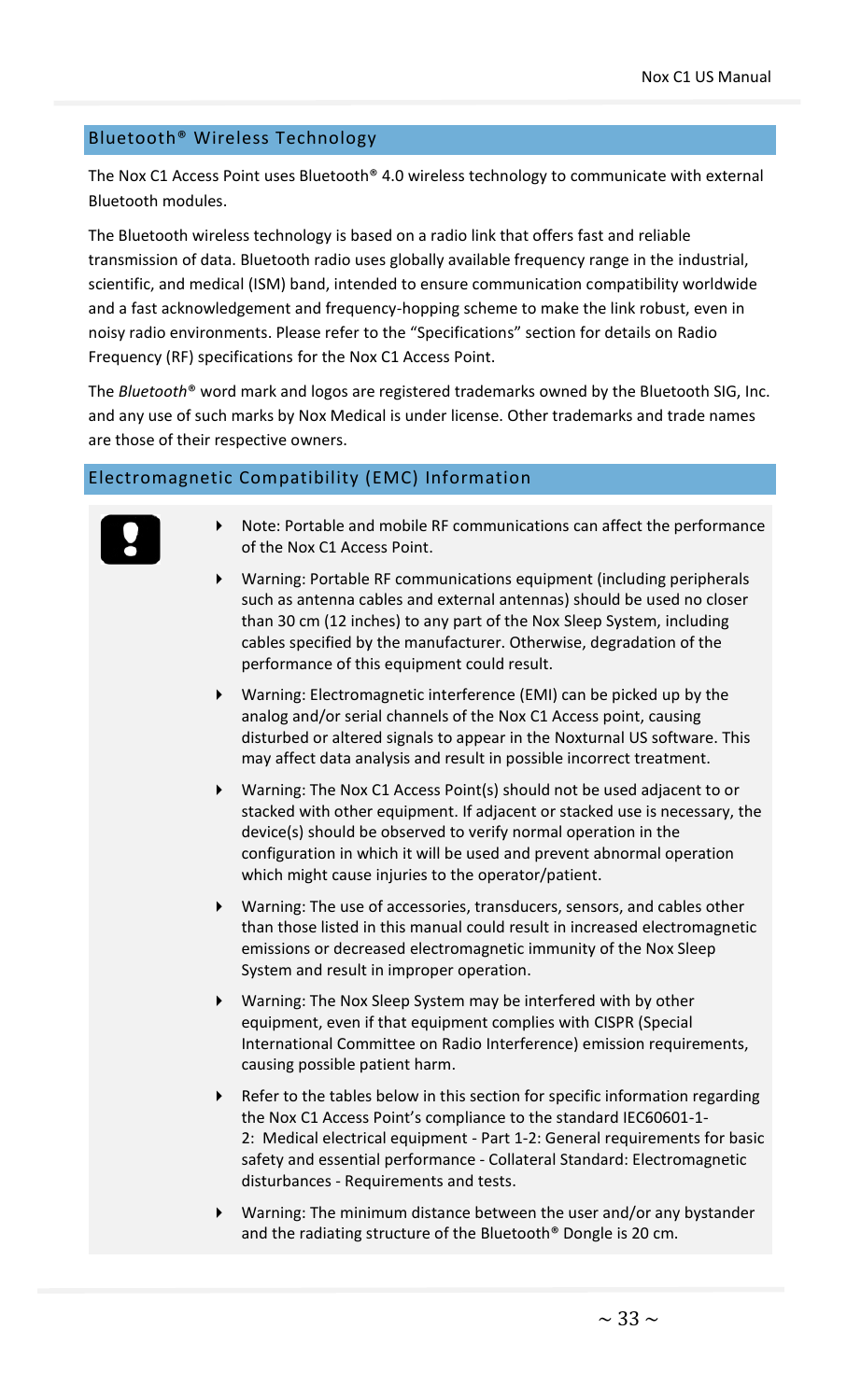## Bluetooth® Wireless Technology

The Nox C1 Access Point uses Bluetooth® 4.0 wireless technology to communicate with external Bluetooth modules.

The Bluetooth wireless technology is based on a radio link that offers fast and reliable transmission of data. Bluetooth radio uses globally available frequency range in the industrial, scientific, and medical (ISM) band, intended to ensure communication compatibility worldwide and a fast acknowledgement and frequency-hopping scheme to make the link robust, even in noisy radio environments. Please refer to the "Specifications" section for details on Radio Frequency (RF) specifications for the Nox C1 Access Point.

The *Bluetooth®* word mark and logos are registered trademarks owned by the Bluetooth SIG, Inc. and any use of such marks by Nox Medical is under license. Other trademarks and trade names are those of their respective owners.

## Electromagnetic Compatibility (EMC) Information

- Note: Portable and mobile RF communications can affect the performance of the Nox C1 Access Point.
- Warning: Portable RF communications equipment (including peripherals such as antenna cables and external antennas) should be used no closer than 30 cm (12 inches) to any part of the Nox Sleep System, including cables specified by the manufacturer. Otherwise, degradation of the performance of this equipment could result.
- Warning: Electromagnetic interference (EMI) can be picked up by the analog and/or serial channels of the Nox C1 Access point, causing disturbed or altered signals to appear in the Noxturnal US software. This may affect data analysis and result in possible incorrect treatment.
- Warning: The Nox C1 Access Point(s) should not be used adjacent to or stacked with other equipment. If adjacent or stacked use is necessary, the device(s) should be observed to verify normal operation in the configuration in which it will be used and prevent abnormal operation which might cause injuries to the operator/patient.
- Warning: The use of accessories, transducers, sensors, and cables other than those listed in this manual could result in increased electromagnetic emissions or decreased electromagnetic immunity of the Nox Sleep System and result in improper operation.
- Warning: The Nox Sleep System may be interfered with by other equipment, even if that equipment complies with CISPR (Special International Committee on Radio Interference) emission requirements, causing possible patient harm.
- Refer to the tables below in this section for specific information regarding the Nox C1 Access Point's compliance to the standard IEC60601-1-2: Medical electrical equipment - Part 1-2: General requirements for basic safety and essential performance - Collateral Standard: Electromagnetic disturbances - Requirements and tests.
- Warning: The minimum distance between the user and/or any bystander and the radiating structure of the Bluetooth® Dongle is 20 cm.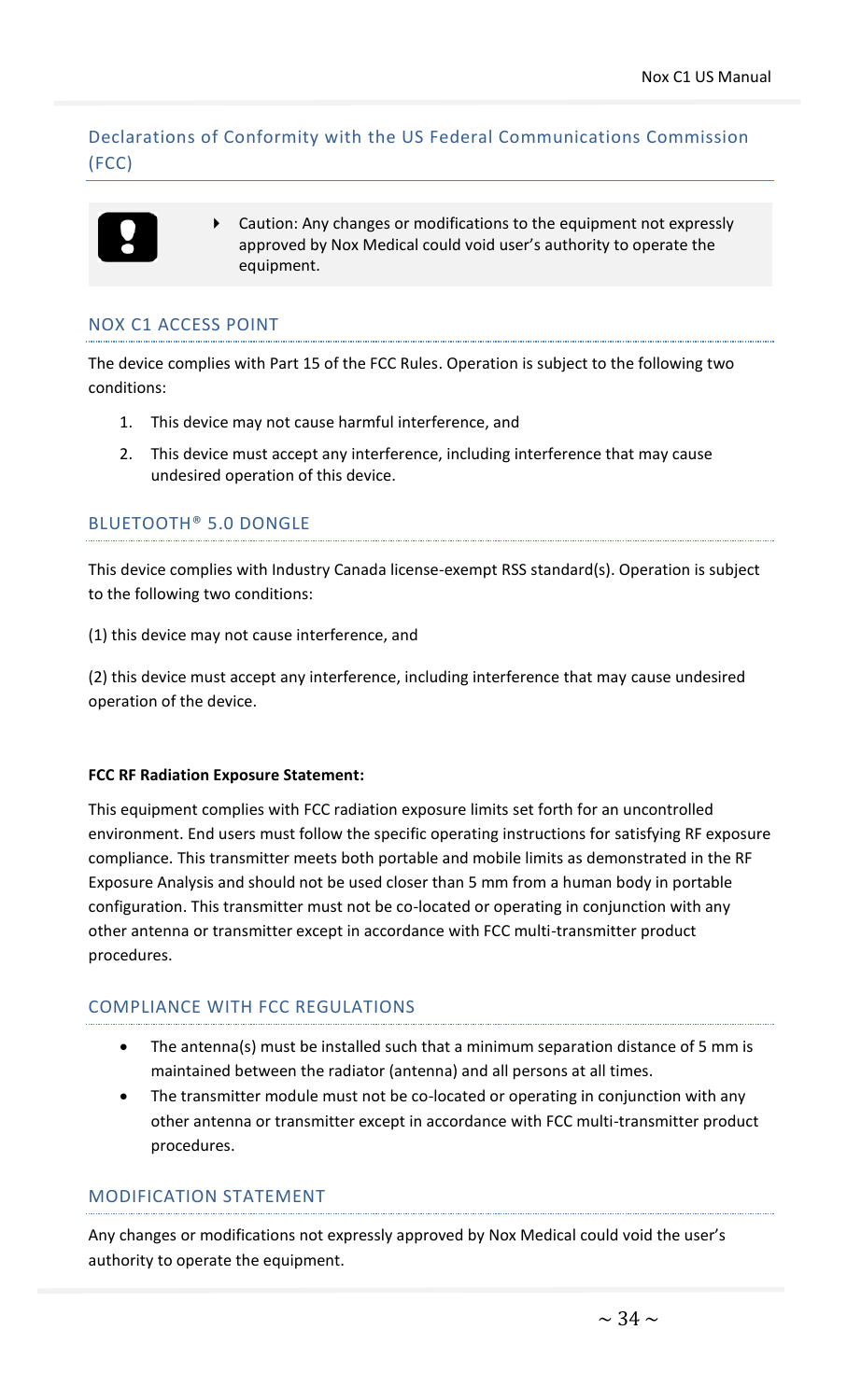## Declarations of Conformity with the US Federal Communications Commission (FCC)

> Caution: Any changes or modifications to the equipment not expressly approved by Nox Medical could void user's authority to operate the equipment.

### NOX C1 ACCESS POINT

The device complies with Part 15 of the FCC Rules. Operation is subject to the following two conditions:

1. This device may not cause harmful interference, and
2. This device must accept any interference, including interference that may cause undesired operation of this device.

### BLUETOOTH® 5.0 DONGLE

This device complies with Industry Canada license-exempt RSS standard(s). Operation is subject to the following two conditions:

(1) this device may not cause interference, and

(2) this device must accept any interference, including interference that may cause undesired operation of the device.

**FCC RF Radiation Exposure Statement:**

This equipment complies with FCC radiation exposure limits set forth for an uncontrolled environment. End users must follow the specific operating instructions for satisfying RF exposure compliance. This transmitter meets both portable and mobile limits as demonstrated in the RF Exposure Analysis and should not be used closer than 5 mm from a human body in portable configuration. This transmitter must not be co-located or operating in conjunction with any other antenna or transmitter except in accordance with FCC multi-transmitter product procedures.

### COMPLIANCE WITH FCC REGULATIONS

- The antenna(s) must be installed such that a minimum separation distance of 5 mm is maintained between the radiator (antenna) and all persons at all times.
- The transmitter module must not be co-located or operating in conjunction with any other antenna or transmitter except in accordance with FCC multi-transmitter product procedures.

### MODIFICATION STATEMENT

Any changes or modifications not expressly approved by Nox Medical could void the user's authority to operate the equipment.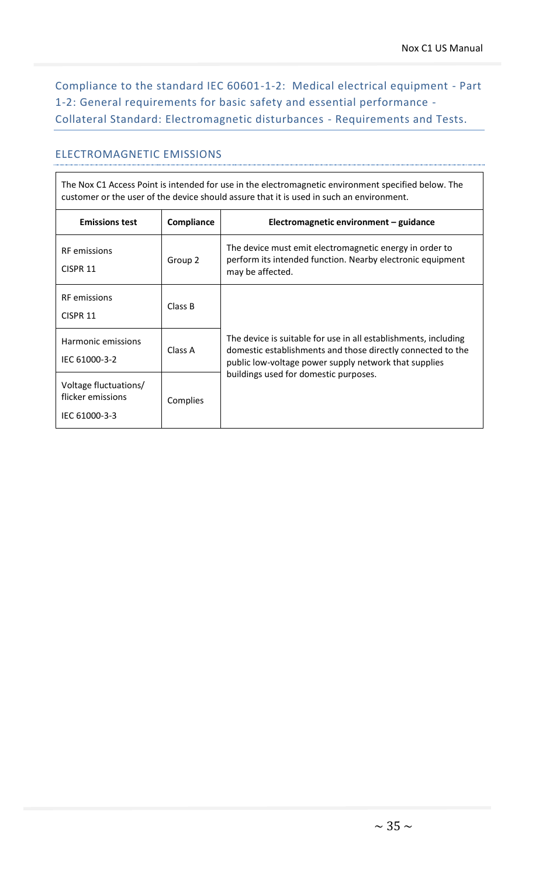## Compliance to the standard IEC 60601-1-2: Medical electrical equipment - Part 1-2: General requirements for basic safety and essential performance - Collateral Standard: Electromagnetic disturbances - Requirements and Tests.

### ELECTROMAGNETIC EMISSIONS

The Nox C1 Access Point is intended for use in the electromagnetic environment specified below. The customer or the user of the device should assure that it is used in such an environment.

| Emissions test | Compliance | Electromagnetic environment – guidance |
|---|---|---|
| RF emissions CISPR 11 | Group 2 | The device must emit electromagnetic energy in order to perform its intended function. Nearby electronic equipment may be affected. |
| RF emissions CISPR 11 | Class B | The device is suitable for use in all establishments, including domestic establishments and those directly connected to the public low-voltage power supply network that supplies buildings used for domestic purposes. |
| Harmonic emissions IEC 61000-3-2 | Class A | |
| Voltage fluctuations/ flicker emissions IEC 61000-3-3 | Complies | |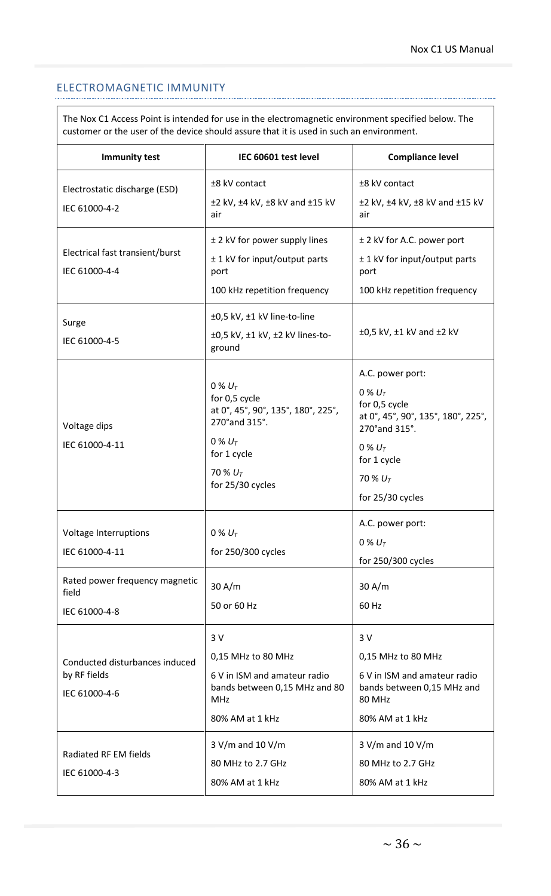## ELECTROMAGNETIC IMMUNITY

| The Nox C1 Access Point is intended for use in the electromagnetic environment specified below. The customer or the user of the device should assure that it is used in such an environment. | | |
|---|---|---|
| **Immunity test** | **IEC 60601 test level** | **Compliance level** |
| Electrostatic discharge (ESD)<br>IEC 61000-4-2 | ±8 kV contact<br>±2 kV, ±4 kV, ±8 kV and ±15 kV air | ±8 kV contact<br>±2 kV, ±4 kV, ±8 kV and ±15 kV air |
| Electrical fast transient/burst<br>IEC 61000-4-4 | ± 2 kV for power supply lines<br>± 1 kV for input/output parts port<br>100 kHz repetition frequency | ± 2 kV for A.C. power port<br>± 1 kV for input/output parts port<br>100 kHz repetition frequency |
| Surge<br>IEC 61000-4-5 | ±0,5 kV, ±1 kV line-to-line<br>±0,5 kV, ±1 kV, ±2 kV lines-to-ground | ±0,5 kV, ±1 kV and ±2 kV |
| Voltage dips<br>IEC 61000-4-11 | 0 % $U_T$<br>for 0,5 cycle<br>at 0°, 45°, 90°, 135°, 180°, 225°, 270°and 315°.<br>0 % $U_T$<br>for 1 cycle<br>70 % $U_T$<br>for 25/30 cycles | A.C. power port:<br>0 % $U_T$<br>for 0,5 cycle<br>at 0°, 45°, 90°, 135°, 180°, 225°, 270°and 315°.<br>0 % $U_T$<br>for 1 cycle<br>70 % $U_T$<br>for 25/30 cycles |
| Voltage Interruptions<br>IEC 61000-4-11 | 0 % $U_T$<br>for 250/300 cycles | A.C. power port:<br>0 % $U_T$<br>for 250/300 cycles |
| Rated power frequency magnetic field<br>IEC 61000-4-8 | 30 A/m<br>50 or 60 Hz | 30 A/m<br>60 Hz |
| Conducted disturbances induced by RF fields<br>IEC 61000-4-6 | 3 V<br>0,15 MHz to 80 MHz<br>6 V in ISM and amateur radio bands between 0,15 MHz and 80 MHz<br>80% AM at 1 kHz | 3 V<br>0,15 MHz to 80 MHz<br>6 V in ISM and amateur radio bands between 0,15 MHz and 80 MHz<br>80% AM at 1 kHz |
| Radiated RF EM fields<br>IEC 61000-4-3 | 3 V/m and 10 V/m<br>80 MHz to 2.7 GHz<br>80% AM at 1 kHz | 3 V/m and 10 V/m<br>80 MHz to 2.7 GHz<br>80% AM at 1 kHz |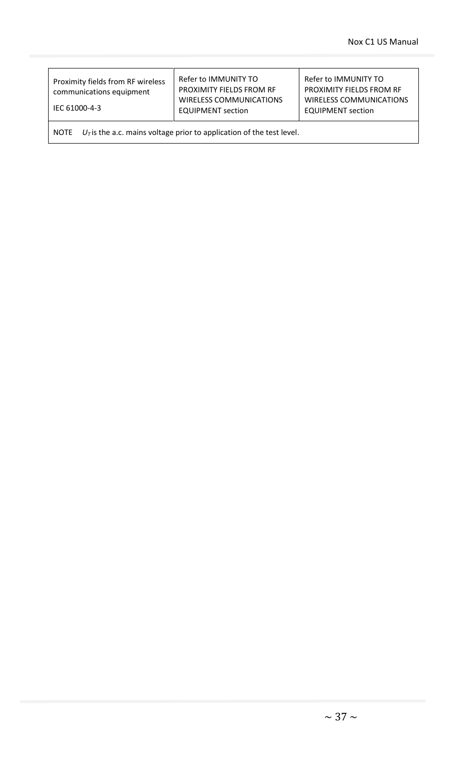| | | |
|---|---|---|
| Proximity fields from RF wireless communications equipment<br><br>IEC 61000-4-3 | Refer to IMMUNITY TO PROXIMITY FIELDS FROM RF WIRELESS COMMUNICATIONS EQUIPMENT section | Refer to IMMUNITY TO PROXIMITY FIELDS FROM RF WIRELESS COMMUNICATIONS EQUIPMENT section |
| NOTE $U_T$ is the a.c. mains voltage prior to application of the test level. | | |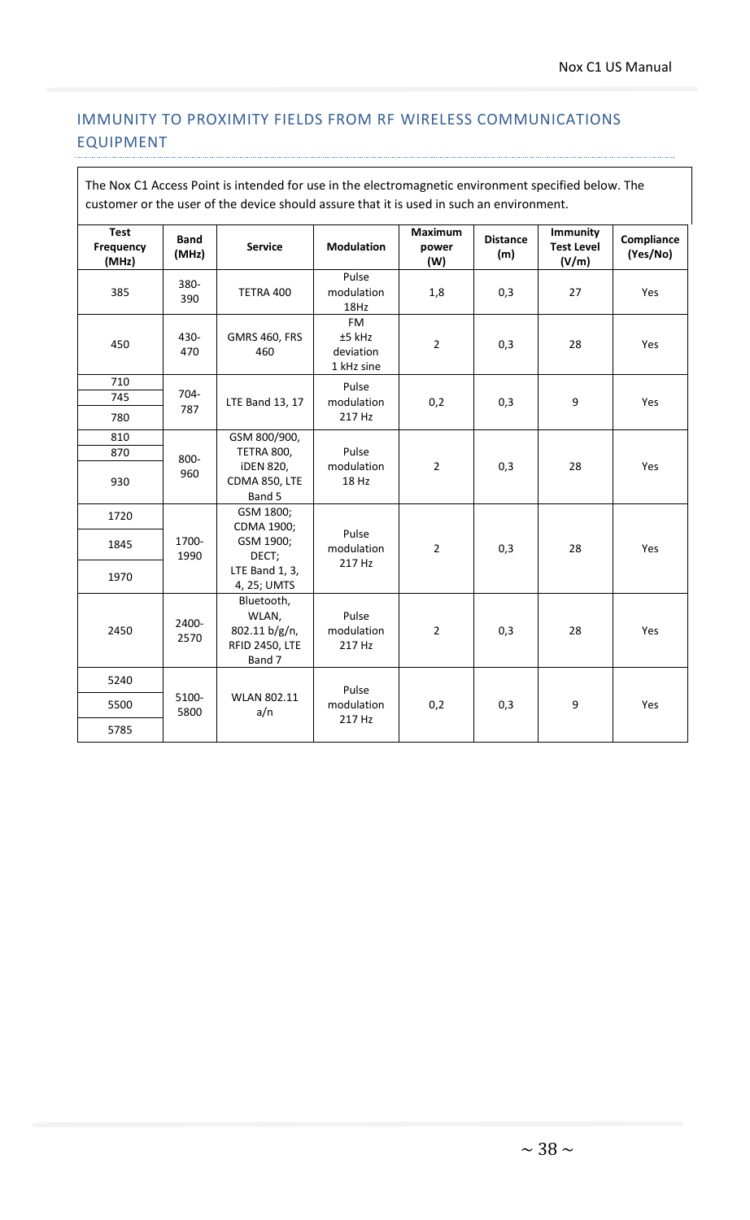## IMMUNITY TO PROXIMITY FIELDS FROM RF WIRELESS COMMUNICATIONS EQUIPMENT

The Nox C1 Access Point is intended for use in the electromagnetic environment specified below. The customer or the user of the device should assure that it is used in such an environment.

| Test Frequency (MHz) | Band (MHz) | Service | Modulation | Maximum power (W) | Distance (m) | Immunity Test Level (V/m) | Compliance (Yes/No) |
|---|---|---|---|---|---|---|---|
| 385 | 380-390 | TETRA 400 | Pulse modulation 18Hz | 1,8 | 0,3 | 27 | Yes |
| 450 | 430-470 | GMRS 460, FRS 460 | FM ±5 kHz deviation 1 kHz sine | 2 | 0,3 | 28 | Yes |
| 710 | 704-787 | LTE Band 13, 17 | Pulse modulation 217 Hz | 0,2 | 0,3 | 9 | Yes |
| 745 | | | | | | | |
| 780 | | | | | | | |
| 810 | 800-960 | GSM 800/900, TETRA 800, iDEN 820, CDMA 850, LTE Band 5 | Pulse modulation 18 Hz | 2 | 0,3 | 28 | Yes |
| 870 | | | | | | | |
| 930 | | | | | | | |
| 1720 | 1700-1990 | GSM 1800; CDMA 1900; GSM 1900; DECT; LTE Band 1, 3, 4, 25; UMTS | Pulse modulation 217 Hz | 2 | 0,3 | 28 | Yes |
| 1845 | | | | | | | |
| 1970 | | | | | | | |
| 2450 | 2400-2570 | Bluetooth, WLAN, 802.11 b/g/n, RFID 2450, LTE Band 7 | Pulse modulation 217 Hz | 2 | 0,3 | 28 | Yes |
| 5240 | 5100-5800 | WLAN 802.11 a/n | Pulse modulation 217 Hz | 0,2 | 0,3 | 9 | Yes |
| 5500 | | | | | | | |
| 5785 | | | | | | | |